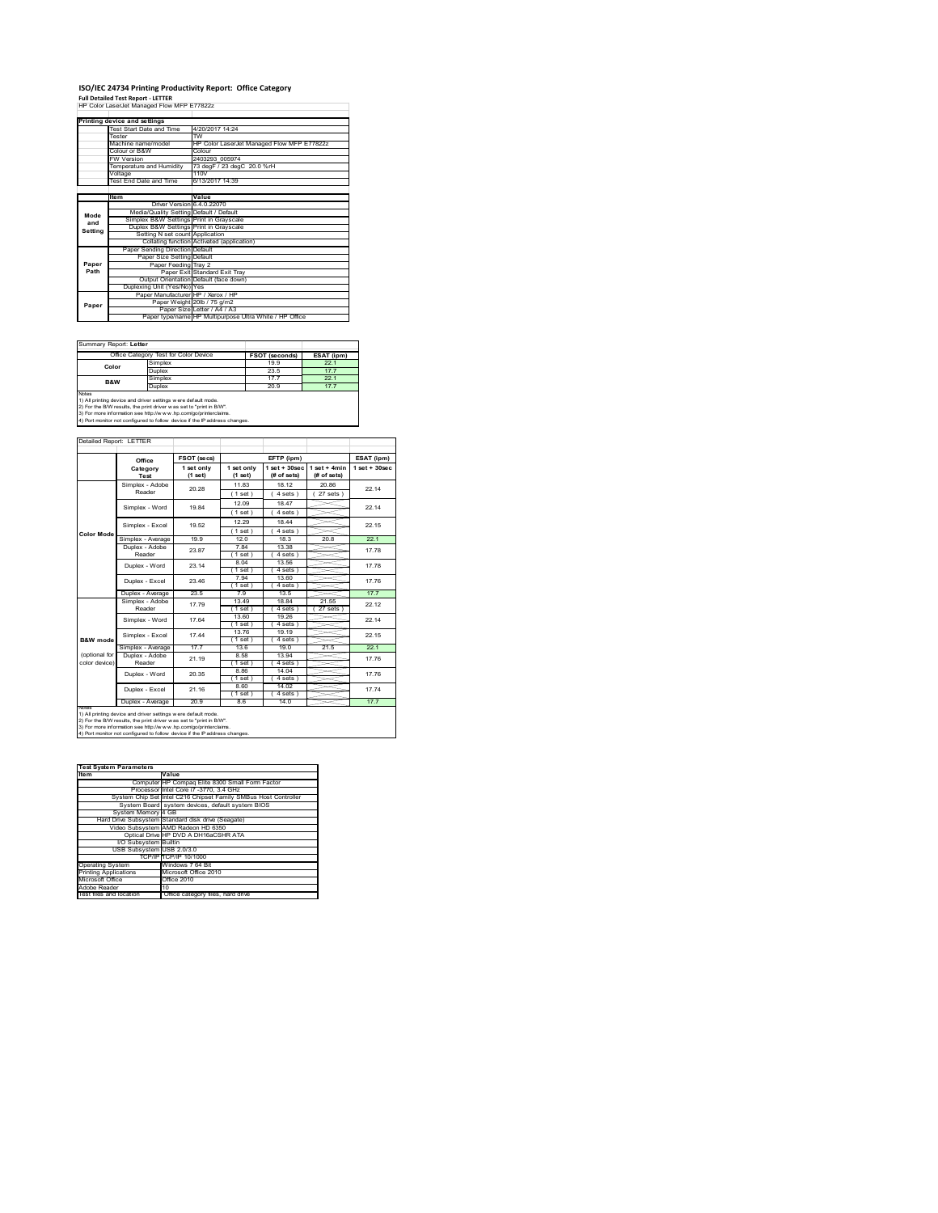# ISO/IEC 24734 Printing Productivity Report: Office Category

**Full Detailed Test Report - LETTER**

HP Color LaserJet Managed Flow MFP E77822z

| Printing device and settings | |
|---|---|
| Test Start Date and Time | 4/20/2017 14:24 |
| Tester | TW |
| Machine name/model | HP Color LaserJet Managed Flow MFP E77822z |
| Colour or B&W | Colour |
| FW Version | 2403293_005974 |
| Temperature and Humidity | 73 degF / 23 degC 20.0 %rH |
| Voltage | 110V |
| Test End Date and Time | 6/13/2017 14:39 |

| | Item | Value |
|---|---|---|
| Mode and Setting | Driver Version | 6.4.0.22070 |
| | Media/Quality Setting | Default / Default |
| | Simplex B&W Settings | Print in Grayscale |
| | Duplex B&W Settings | Print in Grayscale |
| | Setting N set count | Application |
| | Collating function | Activated (application) |
| Paper Path | Paper Sending Direction | Default |
| | Paper Size Setting | Default |
| | Paper Feeding | Tray 2 |
| | Paper Exit | Standard Exit Tray |
| | Output Orientation | Default (face down) |
| | Duplexing Unit (Yes/No) | Yes |
| Paper | Paper Manufacturer | HP / Xerox / HP |
| | Paper Weight | 20lb / 75 g/m2 |
| | Paper Size | Letter / A4 / A3 |
| | Paper type/name | HP Multipurpose Ultra White / HP Office |

Summary Report: **Letter**

| Office Category Test for Color Device | | FSOT (seconds) | ESAT (ipm) |
|---|---|---|---|
| Color | Simplex | 19.9 | 22.1 |
| | Duplex | 23.5 | 17.7 |
| B&W | Simplex | 17.7 | 22.1 |
| | Duplex | 20.9 | 17.7 |

Notes
1) All printing device and driver settings were default mode.
2) For the B/W results, the print driver was set to "print in B/W".
3) For more information see http://www.hp.com/go/printerclaims.
4) Port monitor not configured to follow device if the IP address changes.

Detailed Report: LETTER

| | Office Category Test | FSOT (secs) | EFTP (ipm) | | | ESAT (ipm) |
|---|---|---|---|---|---|---|
| | | 1 set only (1 set) | 1 set only (1 set) | 1 set + 30sec (# of sets) | 1 set + 4min (# of sets) | 1 set + 30sec |
| Color Mode | Simplex - Adobe Reader | 20.28 | 11.83 (1 set) | 18.12 (4 sets) | 20.86 (27 sets) | 22.14 |
| | Simplex - Word | 19.84 | 12.09 (1 set) | 18.47 (4 sets) | | 22.14 |
| | Simplex - Excel | 19.52 | 12.29 (1 set) | 18.44 (4 sets) | | 22.15 |
| | Simplex - Average | 19.9 | 12.0 | 18.3 | 20.8 | 22.1 |
| | Duplex - Adobe Reader | 23.87 | 7.84 (1 set) | 13.38 (4 sets) | | 17.78 |
| | Duplex - Word | 23.14 | 8.04 (1 set) | 13.56 (4 sets) | | 17.78 |
| | Duplex - Excel | 23.46 | 7.94 (1 set) | 13.60 (4 sets) | | 17.76 |
| | Duplex - Average | 23.5 | 7.9 | 13.5 | | 17.7 |
| B&W mode (optional for color device) | Simplex - Adobe Reader | 17.79 | 13.49 (1 set) | 18.84 (4 sets) | 21.55 (27 sets) | 22.12 |
| | Simplex - Word | 17.64 | 13.60 (1 set) | 19.26 (4 sets) | | 22.14 |
| | Simplex - Excel | 17.44 | 13.76 (1 set) | 19.19 (4 sets) | | 22.15 |
| | Simplex - Average | 17.7 | 13.6 | 19.0 | 21.5 | 22.1 |
| | Duplex - Adobe Reader | 21.19 | 8.58 (1 set) | 13.94 (4 sets) | | 17.76 |
| | Duplex - Word | 20.35 | 8.86 (1 set) | 14.04 (4 sets) | | 17.76 |
| | Duplex - Excel | 21.16 | 8.60 (1 set) | 14.02 (4 sets) | | 17.74 |
| | Duplex - Average | 20.9 | 8.6 | 14.0 | | 17.7 |

Notes
1) All printing device and driver settings were default mode.
2) For the B/W results, the print driver was set to "print in B/W".
3) For more information see http://www.hp.com/go/printerclaims.
4) Port monitor not configured to follow device if the IP address changes.

| Test System Parameters | |
|---|---|
| Item | Value |
| Computer | HP Compaq Elite 8300 Small Form Factor |
| Processor | Intel Core i7 -3770, 3.4 GHz |
| System Chip Set | Intel C216 Chipset Family SMBus Host Controller |
| System Board | system devices, default system BIOS |
| System Memory | 4 GB |
| Hard Drive Subsystem | Standard disk drive (Seagate) |
| Video Subsystem | AMD Radeon HD 6350 |
| Optical Drive | HP DVD A DH16aCSHR ATA |
| I/O Subsystem | Builtin |
| USB Subsystem | USB 2.0/3.0 |
| TCP/IP | TCP/IP 10/1000 |
| Operating System | Windows 7 64 Bit |
| Printing Applications | Microsoft Office 2010 |
| Microsoft Office | Office 2010 |
| Adobe Reader | 10 |
| Test files and location | Office category files, hard drive |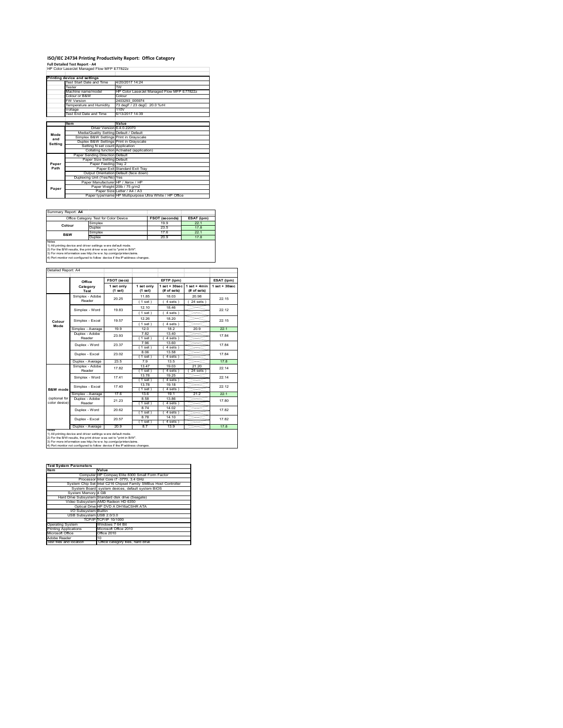# ISO/IEC 24734 Printing Productivity Report: Office Category

**Full Detailed Test Report - A4**

HP Color LaserJet Managed Flow MFP E77822z

| Printing device and settings | | |
|---|---|---|
| | Test Start Date and Time | 4/20/2017 14:24 |
| | Tester | TW |
| | Machine name/model | HP Color LaserJet Managed Flow MFP E77822z |
| | Colour or B&W | Colour |
| | FW Version | 2403293_005974 |
| | Temperature and Humidity | 73 degF / 23 degC 20.0 %rH |
| | Voltage | 110V |
| | Test End Date and Time | 6/13/2017 14:39 |

| | Item | Value |
|---|---|---|
| Mode and Setting | Driver Version | 6.4.0.22070 |
| | Media/Quality Setting | Default / Default |
| | Simplex B&W Settings | Print in Grayscale |
| | Duplex B&W Settings | Print in Grayscale |
| | Setting N set count | Application |
| | Collating function | Activated (application) |
| Paper Path | Paper Sending Direction | Default |
| | Paper Size Setting | Default |
| | Paper Feeding | Tray 2 |
| | Paper Exit | Standard Exit Tray |
| | Output Orientation | Default (face down) |
| | Duplexing Unit (Yes/No) | Yes |
| Paper | Paper Manufacturer | HP / Xerox / HP |
| | Paper Weight | 20lb / 75 g/m2 |
| | Paper Size | Letter / A4 / A3 |
| | Paper type/name | HP Multipurpose Ultra White / HP Office |

Summary Report: **A4**

| Office Category Test for Color Device | | FSOT (seconds) | ESAT (ipm) |
|---|---|---|---|
| Colour | Simplex | 19.9 | 22.1 |
| | Duplex | 23.5 | 17.8 |
| B&W | Simplex | 17.6 | 22.1 |
| | Duplex | 20.9 | 17.8 |

Notes
1) All printing device and driver settings were default mode.
2) For the B/W results, the print driver was set to "print in B/W".
3) For more information see http://www.hp.com/go/printerclaims.
4) Port monitor not configured to follow device if the IP address changes.

Detailed Report: A4

| | Office Category Test | FSOT (secs) | EFTP (ipm) | | | ESAT (ipm) |
|---|---|---|---|---|---|---|
| | | 1 set only (1 set) | 1 set only (1 set) | 1 set + 30sec (# of sets) | 1 set + 4min (# of sets) | 1 set + 30sec |
| Colour Mode | Simplex - Adobe Reader | 20.25 | 11.85 (1 set) | 18.03 (4 sets) | 20.98 (24 sets) | 22.15 |
| | Simplex - Word | 19.83 | 12.10 (1 set) | 18.46 (4 sets) | | 22.12 |
| | Simplex - Excel | 19.57 | 12.26 (1 set) | 18.20 (4 sets) | | 22.15 |
| | Simplex - Average | 19.9 | 12.0 | 18.2 | 20.9 | 22.1 |
| | Duplex - Adobe Reader | 23.93 | 7.82 (1 set) | 13.40 (4 sets) | | 17.84 |
| | Duplex - Word | 23.37 | 7.96 (1 set) | 13.60 (4 sets) | | 17.84 |
| | Duplex - Excel | 23.02 | 8.06 (1 set) | 13.58 (4 sets) | | 17.84 |
| | Duplex - Average | 23.5 | 7.9 | 13.5 | | 17.8 |
| B&W mode (optional for color device) | Simplex - Adobe Reader | 17.82 | 13.47 (1 set) | 19.03 (4 sets) | 21.20 (24 sets) | 22.14 |
| | Simplex - Word | 17.41 | 13.78 (1 set) | 19.25 (4 sets) | | 22.14 |
| | Simplex - Excel | 17.40 | 13.78 (1 set) | 19.18 (4 sets) | | 22.12 |
| | Simplex - Average | 17.6 | 13.6 | 19.1 | 21.2 | 22.1 |
| | Duplex - Adobe Reader | 21.23 | 8.58 (1 set) | 13.86 (4 sets) | | 17.80 |
| | Duplex - Word | 20.62 | 8.74 (1 set) | 14.02 (4 sets) | | 17.82 |
| | Duplex - Excel | 20.57 | 8.78 (1 set) | 14.10 (4 sets) | | 17.82 |
| | Duplex - Average | 20.9 | 8.7 | 13.9 | | 17.8 |

Notes
1) All printing device and driver settings were default mode.
2) For the B/W results, the print driver was set to "print in B/W".
3) For more information see http://www.hp.com/go/printerclaims.
4) Port monitor not configured to follow device if the IP address changes.

| Test System Parameters | |
|---|---|
| **Item** | **Value** |
| Computer | HP Compaq Elite 8300 Small Form Factor |
| Processor | Intel Core i7 -3770, 3.4 GHz |
| System Chip Set | Intel C216 Chipset Family SMBus Host Controller |
| System Board | system devices, default system BIOS |
| System Memory | 4 GB |
| Hard Drive Subsystem | Standard disk drive (Seagate) |
| Video Subsystem | AMD Radeon HD 6350 |
| Optical Drive | HP DVD A DH16aCSHR ATA |
| I/O Subsystem | Builtin |
| USB Subsystem | USB 2.0/3.0 |
| TCP/IP | TCP/IP 10/1000 |
| Operating System | Windows 7 64 Bit |
| Printing Applications | Microsoft Office 2010 |
| Microsoft Office | Office 2010 |
| Adobe Reader | 10 |
| Test files and location | Office category files, hard drive |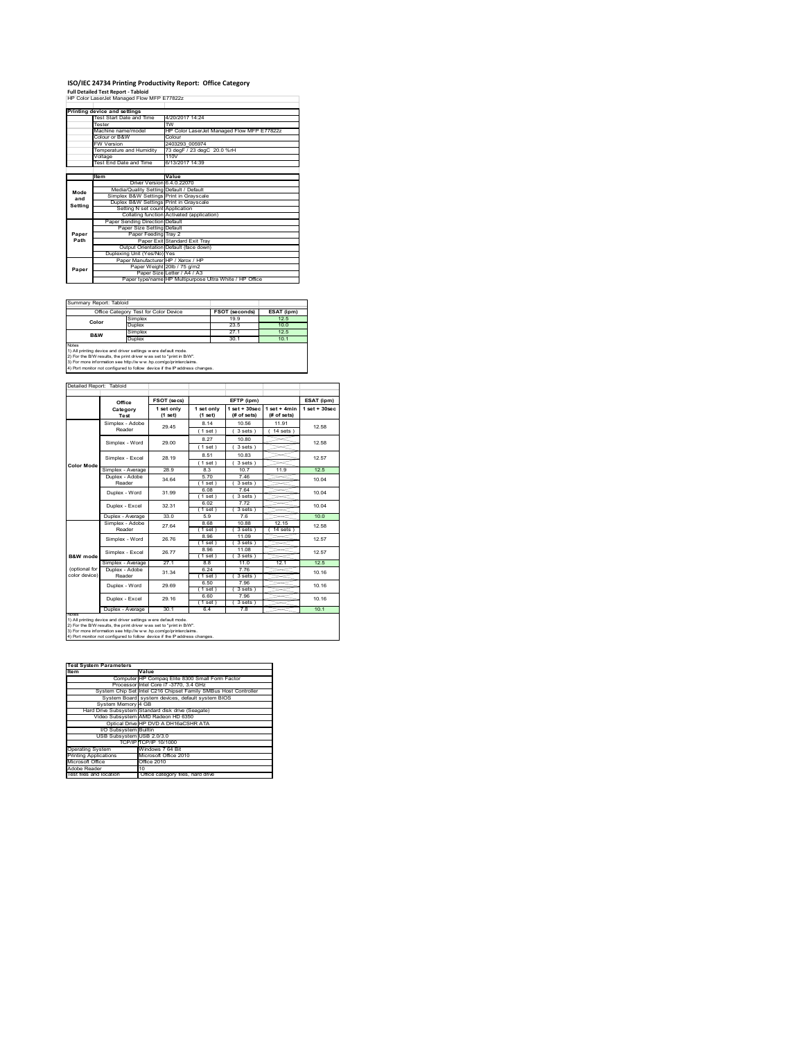# ISO/IEC 24734 Printing Productivity Report: Office Category

**Full Detailed Test Report - Tabloid**

HP Color LaserJet Managed Flow MFP E77822z

| Printing device and settings | |
|---|---|
| Test Start Date and Time | 4/20/2017 14:24 |
| Tester | TW |
| Machine name/model | HP Color LaserJet Managed Flow MFP E77822z |
| Colour or B&W | Colour |
| FW Version | 2403293_005974 |
| Temperature and Humidity | 73 degF / 23 degC 20.0 %rH |
| Voltage | 110V |
| Test End Date and Time | 6/13/2017 14:39 |

| | Item | Value |
|---|---|---|
| Mode and Setting | Driver Version | 6.4.0.22070 |
| | Media/Quality Setting | Default / Default |
| | Simplex B&W Settings | Print in Grayscale |
| | Duplex B&W Settings | Print in Grayscale |
| | Setting N set count | Application |
| | Collating function | Activated (application) |
| Paper Path | Paper Sending Direction | Default |
| | Paper Size Setting | Default |
| | Paper Feeding | Tray 2 |
| | Paper Exit | Standard Exit Tray |
| | Output Orientation | Default (face down) |
| | Duplexing Unit (Yes/No) | Yes |
| Paper | Paper Manufacturer | HP / Xerox / HP |
| | Paper Weight | 20lb / 75 g/m2 |
| | Paper Size | Letter / A4 / A3 |
| | Paper type/name | HP Multipurpose Ultra White / HP Office |

Summary Report: Tabloid

| Office Category Test for Color Device | | FSOT (seconds) | ESAT (ipm) |
|---|---|---|---|
| Color | Simplex | 19.9 | 12.5 |
| | Duplex | 23.5 | 10.0 |
| B&W | Simplex | 27.1 | 12.5 |
| | Duplex | 30.1 | 10.1 |

Notes
1) All printing device and driver settings were default mode.
2) For the B/W results, the print driver was set to "print in B/W".
3) For more information see http://www.hp.com/go/printerclaims.
4) Port monitor not configured to follow device if the IP address changes.

Detailed Report: Tabloid

| | Office Category Test | FSOT (secs) 1 set only (1 set) | EFTP (ipm) 1 set only (1 set) | EFTP (ipm) 1 set + 30sec (# of sets) | EFTP (ipm) 1 set + 4min (# of sets) | ESAT (ipm) 1 set + 30sec |
|---|---|---|---|---|---|---|
| Color Mode | Simplex - Adobe Reader | 29.45 | 8.14 (1 set) | 10.56 (3 sets) | 11.91 (14 sets) | 12.58 |
| | Simplex - Word | 29.00 | 8.27 (1 set) | 10.80 (3 sets) | | 12.58 |
| | Simplex - Excel | 28.19 | 8.51 (1 set) | 10.83 (3 sets) | | 12.57 |
| | Simplex - Average | 28.9 | 8.3 | 10.7 | 11.9 | 12.5 |
| | Duplex - Adobe Reader | 34.64 | 5.70 (1 set) | 7.46 (3 sets) | | 10.04 |
| | Duplex - Word | 31.99 | 6.08 (1 set) | 7.64 (3 sets) | | 10.04 |
| | Duplex - Excel | 32.31 | 6.02 (1 set) | 7.72 (3 sets) | | 10.04 |
| | Duplex - Average | 33.0 | 5.9 | 7.6 | | 10.0 |
| B&W mode (optional for color device) | Simplex - Adobe Reader | 27.64 | 8.68 (1 set) | 10.88 (3 sets) | 12.15 (14 sets) | 12.58 |
| | Simplex - Word | 26.76 | 8.96 (1 set) | 11.09 (3 sets) | | 12.57 |
| | Simplex - Excel | 26.77 | 8.96 (1 set) | 11.08 (3 sets) | | 12.57 |
| | Simplex - Average | 27.1 | 8.8 | 11.0 | 12.1 | 12.5 |
| | Duplex - Adobe Reader | 31.34 | 6.24 (1 set) | 7.76 (3 sets) | | 10.16 |
| | Duplex - Word | 29.69 | 6.50 (1 set) | 7.96 (3 sets) | | 10.16 |
| | Duplex - Excel | 29.16 | 6.60 (1 set) | 7.96 (3 sets) | | 10.16 |
| | Duplex - Average | 30.1 | 6.4 | 7.8 | | 10.1 |

Notes
1) All printing device and driver settings were default mode.
2) For the B/W results, the print driver was set to "print in B/W".
3) For more information see http://www.hp.com/go/printerclaims.
4) Port monitor not configured to follow device if the IP address changes.

| Test System Parameters | |
|---|---|
| **Item** | **Value** |
| Computer | HP Compaq Elite 8300 Small Form Factor |
| Processor | Intel Core i7 -3770, 3.4 GHz |
| System Chip Set | Intel C216 Chipset Family SMBus Host Controller |
| System Board | system devices, default system BIOS |
| System Memory | 4 GB |
| Hard Drive Subsystem | Standard disk drive (Seagate) |
| Video Subsystem | AMD Radeon HD 6350 |
| Optical Drive | HP DVD A DH16aCSHR ATA |
| I/O Subsystem | Builtin |
| USB Subsystem | USB 2.0/3.0 |
| TCP/IP | TCP/IP 10/1000 |
| Operating System | Windows 7 64 Bit |
| Printing Applications | Microsoft Office 2010 |
| Microsoft Office | Office 2010 |
| Adobe Reader | 10 |
| Test files and location | Office category files, hard drive |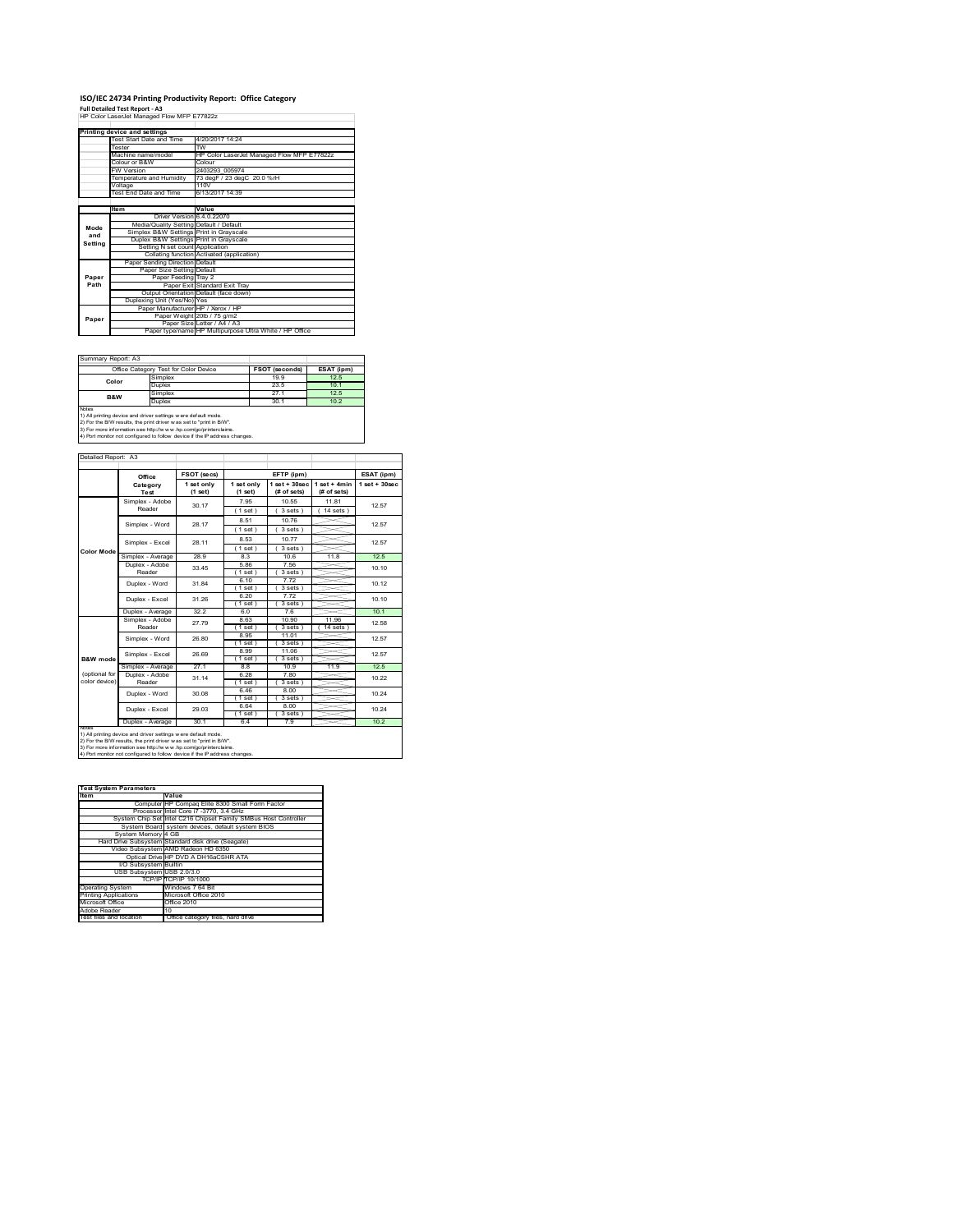# ISO/IEC 24734 Printing Productivity Report: Office Category

**Full Detailed Test Report - A3**

HP Color LaserJet Managed Flow MFP E77822z

| Printing device and settings | |
|---|---|
| Test Start Date and Time | 4/20/2017 14:24 |
| Tester | TW |
| Machine name/model | HP Color LaserJet Managed Flow MFP E77822z |
| Colour or B&W | Colour |
| FW Version | 2403293_005974 |
| Temperature and Humidity | 73 degF / 23 degC 20.0 %rH |
| Voltage | 110V |
| Test End Date and Time | 6/13/2017 14:39 |

| | Item | Value |
|---|---|---|
| Mode and Setting | Driver Version | 6.4.0.22070 |
| | Media/Quality Setting | Default / Default |
| | Simplex B&W Settings | Print in Grayscale |
| | Duplex B&W Settings | Print in Grayscale |
| | Setting N set count | Application |
| | Collating function | Activated (application) |
| Paper Path | Paper Sending Direction | Default |
| | Paper Size Setting | Default |
| | Paper Feeding | Tray 2 |
| | Paper Exit | Standard Exit Tray |
| | Output Orientation | Default (face down) |
| | Duplexing Unit (Yes/No) | Yes |
| Paper | Paper Manufacturer | HP / Xerox / HP |
| | Paper Weight | 20lb / 75 g/m2 |
| | Paper Size | Letter / A4 / A3 |
| | Paper type/name | HP Multipurpose Ultra White / HP Office |

Summary Report: A3

| Office Category Test for Color Device | | FSOT (seconds) | ESAT (ipm) |
|---|---|---|---|
| Color | Simplex | 19.9 | 12.5 |
| | Duplex | 23.5 | 10.1 |
| B&W | Simplex | 27.1 | 12.5 |
| | Duplex | 30.1 | 10.2 |

Notes
1) All printing device and driver settings were default mode.
2) For the B/W results, the print driver was set to "print in B/W".
3) For more information see http://www.hp.com/go/printerclaims.
4) Port monitor not configured to follow device if the IP address changes.

Detailed Report: A3

| | Office Category Test | FSOT (secs) 1 set only (1 set) | EFTP (ipm) 1 set only (1 set) | EFTP (ipm) 1 set + 30sec (# of sets) | EFTP (ipm) 1 set + 4min (# of sets) | ESAT (ipm) 1 set + 30sec |
|---|---|---|---|---|---|---|
| Color Mode | Simplex - Adobe Reader | 30.17 | 7.95 (1 set) | 10.55 (3 sets) | 11.81 (14 sets) | 12.57 |
| | Simplex - Word | 28.17 | 8.51 (1 set) | 10.76 (3 sets) | | 12.57 |
| | Simplex - Excel | 28.11 | 8.53 (1 set) | 10.77 (3 sets) | | 12.57 |
| | Simplex - Average | 28.9 | 8.3 | 10.6 | 11.8 | 12.5 |
| | Duplex - Adobe Reader | 33.45 | 5.86 (1 set) | 7.56 (3 sets) | | 10.10 |
| | Duplex - Word | 31.84 | 6.10 (1 set) | 7.72 (3 sets) | | 10.12 |
| | Duplex - Excel | 31.26 | 6.20 (1 set) | 7.72 (3 sets) | | 10.10 |
| | Duplex - Average | 32.2 | 6.0 | 7.6 | | 10.1 |
| B&W mode (optional for color device) | Simplex - Adobe Reader | 27.79 | 8.63 (1 set) | 10.90 (3 sets) | 11.96 (14 sets) | 12.58 |
| | Simplex - Word | 26.80 | 8.95 (1 set) | 11.01 (3 sets) | | 12.57 |
| | Simplex - Excel | 26.69 | 8.99 (1 set) | 11.06 (3 sets) | | 12.57 |
| | Simplex - Average | 27.1 | 8.8 | 10.9 | 11.9 | 12.5 |
| | Duplex - Adobe Reader | 31.14 | 6.28 (1 set) | 7.80 (3 sets) | | 10.22 |
| | Duplex - Word | 30.08 | 6.46 (1 set) | 8.00 (3 sets) | | 10.24 |
| | Duplex - Excel | 29.03 | 6.64 (1 set) | 8.00 (3 sets) | | 10.24 |
| | Duplex - Average | 30.1 | 6.4 | 7.9 | | 10.2 |

Notes
1) All printing device and driver settings were default mode.
2) For the B/W results, the print driver was set to "print in B/W".
3) For more information see http://www.hp.com/go/printerclaims.
4) Port monitor not configured to follow device if the IP address changes.

| Test System Parameters | |
|---|---|
| **Item** | **Value** |
| Computer | HP Compaq Elite 8300 Small Form Factor |
| Processor | Intel Core i7 -3770, 3.4 GHz |
| System Chip Set | Intel C216 Chipset Family SMBus Host Controller |
| System Board | system devices, default system BIOS |
| System Memory | 4 GB |
| Hard Drive Subsystem | Standard disk drive (Seagate) |
| Video Subsystem | AMD Radeon HD 6350 |
| Optical Drive | HP DVD A DH16aCSHR ATA |
| I/O Subsystem | Builtin |
| USB Subsystem | USB 2.0/3.0 |
| TCP/IP | TCP/IP 10/1000 |
| Operating System | Windows 7 64 Bit |
| Printing Applications | Microsoft Office 2010 |
| Microsoft Office | Office 2010 |
| Adobe Reader | 10 |
| Test files and location | Office category files, hard drive |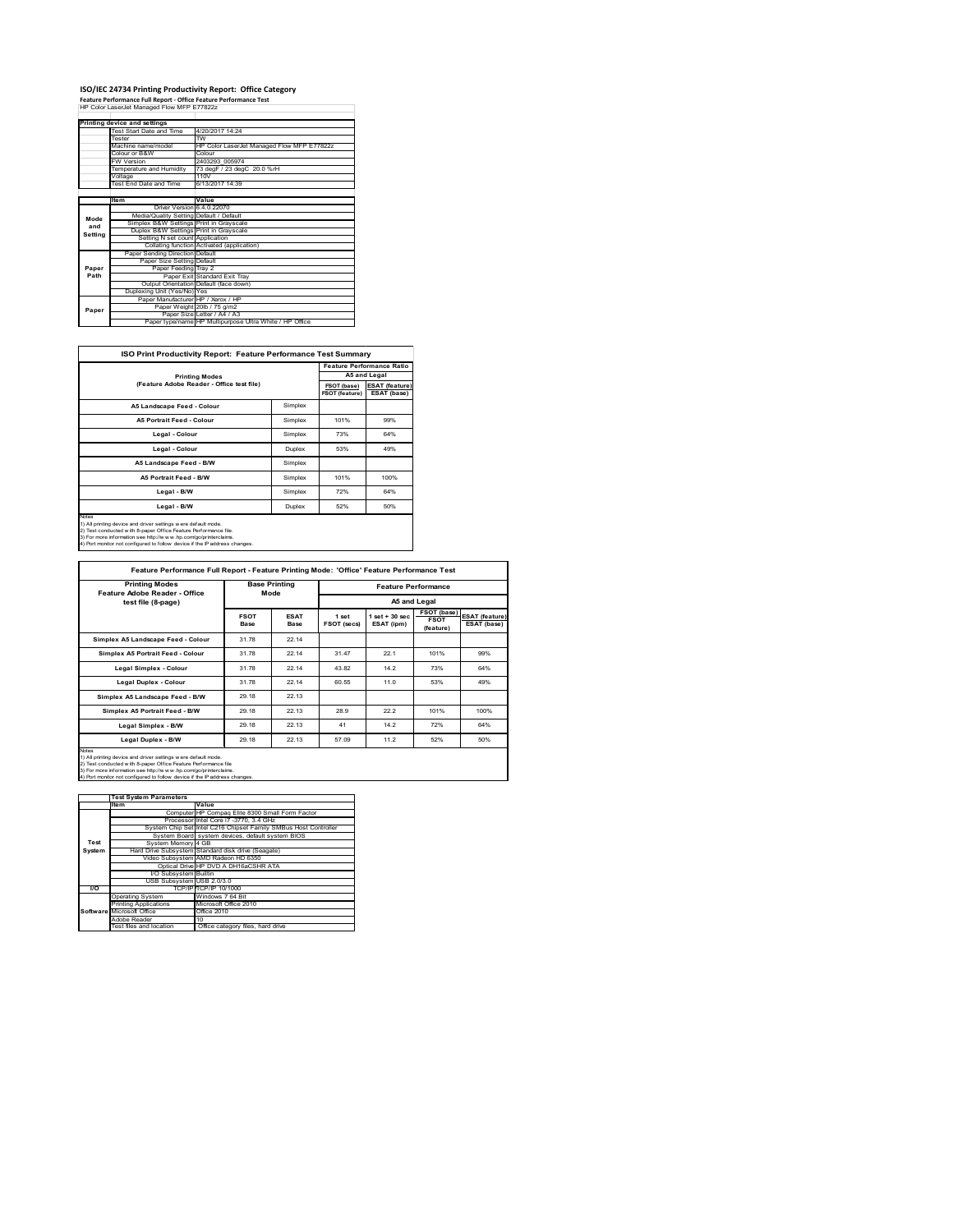# ISO/IEC 24734 Printing Productivity Report: Office Category

**Feature Performance Full Report - Office Feature Performance Test**

HP Color LaserJet Managed Flow MFP E77822z

| Printing device and settings | | |
|---|---|---|
| | Test Start Date and Time | 4/20/2017 14:24 |
| | Tester | TW |
| | Machine name/model | HP Color LaserJet Managed Flow MFP E77822z |
| | Colour or B&W | Colour |
| | FW Version | 2403293_005974 |
| | Temperature and Humidity | 73 degF / 23 degC 20.0 %rH |
| | Voltage | 110V |
| | Test End Date and Time | 6/13/2017 14:39 |

| | Item | Value |
|---|---|---|
| Mode and Setting | Driver Version | 6.4.0.22070 |
| | Media/Quality Setting | Default / Default |
| | Simplex B&W Settings | Print in Grayscale |
| | Duplex B&W Settings | Print in Grayscale |
| | Setting N set count | Application |
| | Collating function | Activated (application) |
| Paper Path | Paper Sending Direction | Default |
| | Paper Size Setting | Default |
| | Paper Feeding | Tray 2 |
| | Paper Exit | Standard Exit Tray |
| | Output Orientation | Default (face down) |
| | Duplexing Unit (Yes/No) | Yes |
| Paper | Paper Manufacturer | HP / Xerox / HP |
| | Paper Weight | 20lb / 75 g/m2 |
| | Paper Size | Letter / A4 / A3 |
| | Paper type/name | HP Multipurpose Ultra White / HP Office |

**ISO Print Productivity Report: Feature Performance Test Summary**

| Printing Modes (Feature Adobe Reader - Office test file) | | Feature Performance Ratio A5 and Legal: FSOT (base) / FSOT (feature) | ESAT (feature) / ESAT (base) |
|---|---|---|---|
| A5 Landscape Feed - Colour | Simplex | | |
| A5 Portrait Feed - Colour | Simplex | 101% | 99% |
| Legal - Colour | Simplex | 73% | 64% |
| Legal - Colour | Duplex | 53% | 49% |
| A5 Landscape Feed - B/W | Simplex | | |
| A5 Portrait Feed - B/W | Simplex | 101% | 100% |
| Legal - B/W | Simplex | 72% | 64% |
| Legal - B/W | Duplex | 52% | 50% |

Notes
1) All printing device and driver settings were default mode.
2) Test conducted with 8-paper Office Feature Performance file.
3) For more information see http://www.hp.com/go/printerclaims.
4) Port monitor not configured to follow device if the IP address changes.

**Feature Performance Full Report - Feature Printing Mode: 'Office' Feature Performance Test**

| Printing Modes Feature Adobe Reader - Office test file (8-page) | Base Printing Mode | | Feature Performance A5 and Legal | | | |
|---|---|---|---|---|---|---|
| | FSOT Base | ESAT Base | 1 set FSOT (secs) | 1 set + 30 sec ESAT (ipm) | FSOT (base) / FSOT (feature) | ESAT (feature) / ESAT (base) |
| Simplex A5 Landscape Feed - Colour | 31.78 | 22.14 | | | | |
| Simplex A5 Portrait Feed - Colour | 31.78 | 22.14 | 31.47 | 22.1 | 101% | 99% |
| Legal Simplex - Colour | 31.78 | 22.14 | 43.82 | 14.2 | 73% | 64% |
| Legal Duplex - Colour | 31.78 | 22.14 | 60.55 | 11.0 | 53% | 49% |
| Simplex A5 Landscape Feed - B/W | 29.18 | 22.13 | | | | |
| Simplex A5 Portrait Feed - B/W | 29.18 | 22.13 | 28.9 | 22.2 | 101% | 100% |
| Legal Simplex - B/W | 29.18 | 22.13 | 41 | 14.2 | 72% | 64% |
| Legal Duplex - B/W | 29.18 | 22.13 | 57.09 | 11.2 | 52% | 50% |

Notes
1) All printing device and driver settings were default mode.
2) Test conducted with 8-paper Office Feature Performance file.
3) For more information see http://www.hp.com/go/printerclaims.
4) Port monitor not configured to follow device if the IP address changes.

| Test System Parameters | | |
|---|---|---|
| | Item | Value |
| Test System | Computer | HP Compaq Elite 8300 Small Form Factor |
| | Processor | Intel Core i7 -3770, 3.4 GHz |
| | System Chip Set | Intel C216 Chipset Family SMBus Host Controller |
| | System Board | system devices, default system BIOS |
| | System Memory | 4 GB |
| | Hard Drive Subsystem | Standard disk drive (Seagate) |
| | Video Subsystem | AMD Radeon HD 6350 |
| | Optical Drive | HP DVD A DH16aCSHR ATA |
| | I/O Subsystem | Builtin |
| | USB Subsystem | USB 2.0/3.0 |
| I/O | TCP/IP | TCP/IP 10/1000 |
| Software | Operating System | Windows 7 64 Bit |
| | Printing Applications | Microsoft Office 2010 |
| | Microsoft Office | Office 2010 |
| | Adobe Reader | 10 |
| | Test files and location | Office category files, hard drive |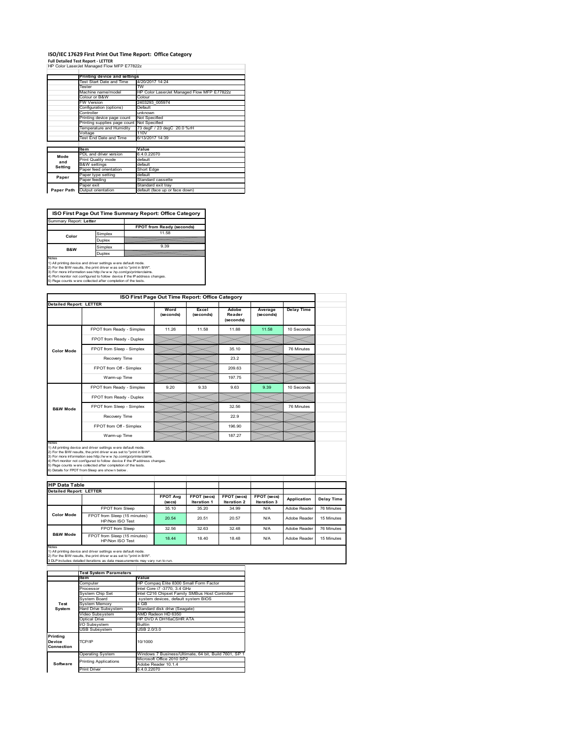# ISO/IEC 17629 First Print Out Time Report: Office Category

**Full Detailed Test Report - LETTER**

HP Color LaserJet Managed Flow MFP E77822z

| | Printing device and settings | |
|---|---|---|
| | Test Start Date and Time | 4/20/2017 14:24 |
| | Tester | TW |
| | Machine name/model | HP Color LaserJet Managed Flow MFP E77822z |
| | Colour or B&W | Colour |
| | FW Version | 2403293_005974 |
| | Configuration (options) | Default |
| | Controller | unknown |
| | Printing device page count | Not Specified |
| | Printing supplies page count | Not Specified |
| | Temperature and Humidity | 73 degF / 23 degC 20.0 %rH |
| | Voltage | 110V |
| | Test End Date and Time | 6/13/2017 14:39 |

| | Item | Value |
|---|---|---|
| Mode and Setting | PDL and driver version | 6.4.0.22070 |
| | Print Quality mode | default |
| | B&W settings | default |
| | Paper feed orientation | Short Edge |
| Paper | Paper type setting | default |
| | Paper feeding | Standard cassette |
| | Paper exit | Standard exit tray |
| Paper Path | Output orientation | default (face up or face down) |

| ISO First Page Out Time Summary Report: Office Category | | |
|---|---|---|
| Summary Report: **Letter** | | |
| | | FPOT from Ready (seconds) |
| Color | Simplex | 11.58 |
| | Duplex | |
| B&W | Simplex | 9.39 |
| | Duplex | |

Notes
1) All printing device and driver settings were default mode.
2) For the B/W results, the print driver was set to "print in B/W".
3) For more information see http://www.hp.com/go/printerclaims.
4) Port monitor not configured to follow device if the IP address changes.
5) Page counts were collected after completion of the tests.

| ISO First Page Out Time Report: Office Category | | | | | | |
|---|---|---|---|---|---|---|
| Detailed Report: LETTER | | Word (seconds) | Excel (seconds) | Adobe Reader (seconds) | Average (seconds) | Delay Time |
| Color Mode | FPOT from Ready - Simplex | 11.26 | 11.58 | 11.88 | 11.58 | 10 Seconds |
| | FPOT from Ready - Duplex | | | | | |
| | FPOT from Sleep - Simplex | | | 35.10 | | 76 Minutes |
| | Recovery Time | | | 23.2 | | |
| | FPOT from Off - Simplex | | | 209.63 | | |
| | Warm-up Time | | | 197.75 | | |
| B&W Mode | FPOT from Ready - Simplex | 9.20 | 9.33 | 9.63 | 9.39 | 10 Seconds |
| | FPOT from Ready - Duplex | | | | | |
| | FPOT from Sleep - Simplex | | | 32.56 | | 76 Minutes |
| | Recovery Time | | | 22.9 | | |
| | FPOT from Off - Simplex | | | 196.90 | | |
| | Warm-up Time | | | 187.27 | | |

Notes
1) All printing device and driver settings were default mode.
2) For the B/W results, the print driver was set to "print in B/W".
3) For more information see http://www.hp.com/go/printerclaims.
4) Port monitor not configured to follow device if the IP address changes.
5) Page counts were collected after completion of the tests.
6) Details for FPOT from Sleep are shown below.

| HP Data Table | | | | | | | |
|---|---|---|---|---|---|---|---|
| Detailed Report: LETTER | | FPOT Avg (secs) | FPOT (secs) Iteration 1 | FPOT (secs) Iteration 2 | FPOT (secs) Iteration 3 | Application | Delay Time |
| Color Mode | FPOT from Sleep | 35.10 | 35.20 | 34.99 | N/A | Adobe Reader | 76 Minutes |
| | FPOT from Sleep (15 minutes) HP/Non ISO Test | 20.54 | 20.51 | 20.57 | N/A | Adobe Reader | 15 Minutes |
| B&W Mode | FPOT from Sleep | 32.56 | 32.63 | 32.48 | N/A | Adobe Reader | 76 Minutes |
| | FPOT from Sleep (15 minutes) HP/Non ISO Test | 18.44 | 18.40 | 18.48 | N/A | Adobe Reader | 15 Minutes |

Notes
1) All printing device and driver settings were default mode.
2) For the B/W results, the print driver was set to "print in B/W".
3 DLP includes detailed iterations as data measurements may vary run to run.

| | Test System Parameters | |
|---|---|---|
| | Item | Value |
| Test System | Computer | HP Compaq Elite 8300 Small Form Factor |
| | Processor | Intel Core i7 -3770, 3.4 GHz |
| | System Chip Set | Intel C216 Chipset Family SMBus Host Controller |
| | System Board | system devices, default system BIOS |
| | System Memory | 4 GB |
| | Hard Drive Subsystem | Standard disk drive (Seagate) |
| | Video Subsystem | AMD Radeon HD 6350 |
| | Optical Drive | HP DVD A DH16aCSHR ATA |
| | I/O Subsystem | Builtin |
| | USB Subsystem | USB 2.0/3.0 |
| Printing Device Connection | TCP/IP | 10/1000 |
| Software | Operating System | Windows 7 Business/Ultimate, 64 bit, Build 7601, SP 1 |
| | Printing Applications | Microsoft Office 2010 SP2<br>Adobe Reader 10.1.4 |
| | Print Driver | 6.4.0.22070 |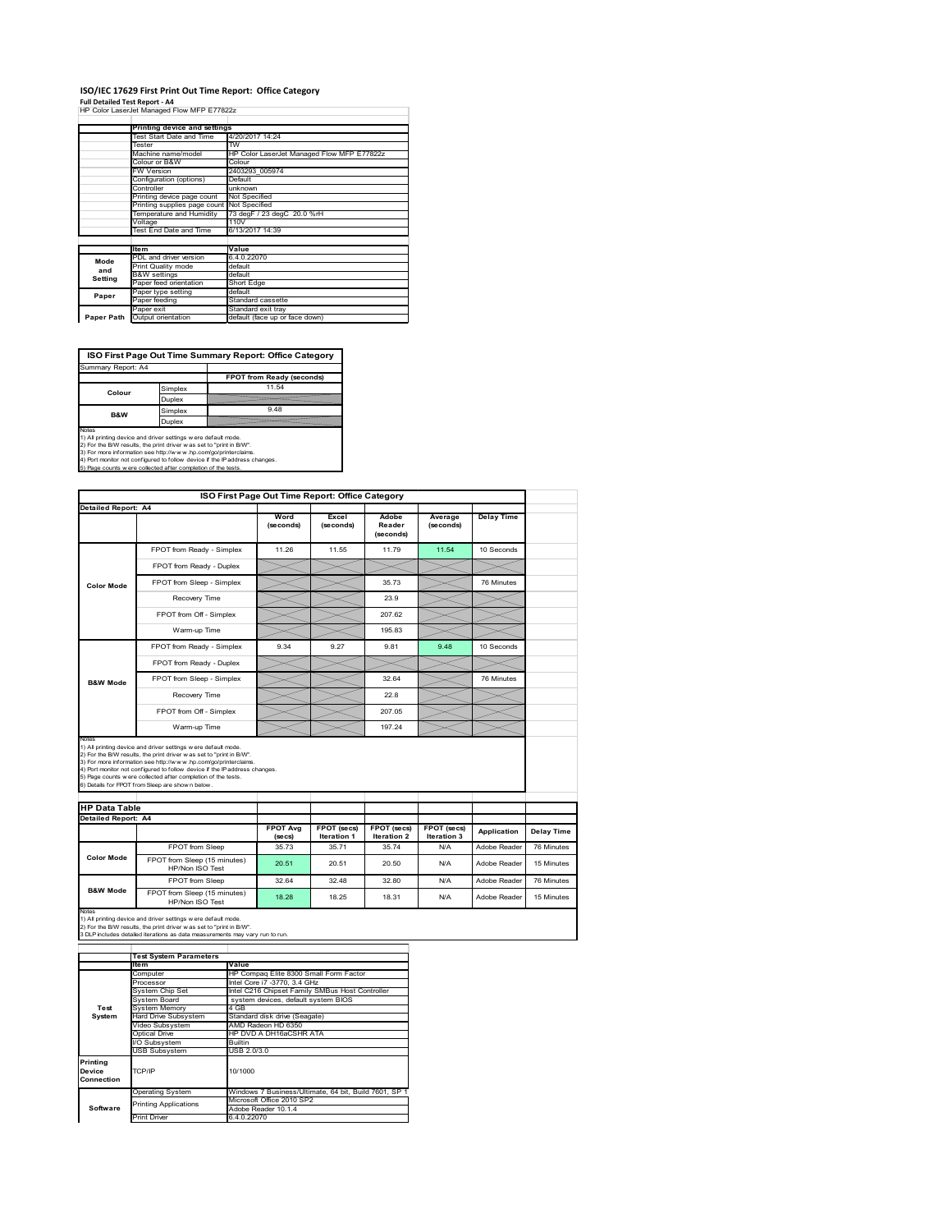# ISO/IEC 17629 First Print Out Time Report: Office Category

**Full Detailed Test Report - A4**

HP Color LaserJet Managed Flow MFP E77822z

| | Printing device and settings | |
|---|---|---|
| | Test Start Date and Time | 4/20/2017 14:24 |
| | Tester | TW |
| | Machine name/model | HP Color LaserJet Managed Flow MFP E77822z |
| | Colour or B&W | Colour |
| | FW Version | 2403293_005974 |
| | Configuration (options) | Default |
| | Controller | unknown |
| | Printing device page count | Not Specified |
| | Printing supplies page count | Not Specified |
| | Temperature and Humidity | 73 degF / 23 degC 20.0 %rH |
| | Voltage | 110V |
| | Test End Date and Time | 6/13/2017 14:39 |

| | Item | Value |
|---|---|---|
| Mode and Setting | PDL and driver version | 6.4.0.22070 |
| | Print Quality mode | default |
| | B&W settings | default |
| | Paper feed orientation | Short Edge |
| Paper | Paper type setting | default |
| | Paper feeding | Standard cassette |
| Paper Path | Paper exit | Standard exit tray |
| | Output orientation | default (face up or face down) |

**ISO First Page Out Time Summary Report: Office Category**

Summary Report: A4

| | | FPOT from Ready (seconds) |
|---|---|---|
| Colour | Simplex | 11.54 |
| | Duplex | |
| B&W | Simplex | 9.48 |
| | Duplex | |

Notes
1) All printing device and driver settings were default mode.
2) For the B/W results, the print driver was set to "print in B/W".
3) For more information see http://www.hp.com/go/printerclaims.
4) Port monitor not configured to follow device if the IP address changes.
5) Page counts were collected after completion of the tests.

**ISO First Page Out Time Report: Office Category**

Detailed Report: A4

| | | Word (seconds) | Excel (seconds) | Adobe Reader (seconds) | Average (seconds) | Delay Time |
|---|---|---|---|---|---|---|
| Color Mode | FPOT from Ready - Simplex | 11.26 | 11.55 | 11.79 | 11.54 | 10 Seconds |
| | FPOT from Ready - Duplex | | | | | |
| | FPOT from Sleep - Simplex | | | 35.73 | | 76 Minutes |
| | Recovery Time | | | 23.9 | | |
| | FPOT from Off - Simplex | | | 207.62 | | |
| | Warm-up Time | | | 195.83 | | |
| B&W Mode | FPOT from Ready - Simplex | 9.34 | 9.27 | 9.81 | 9.48 | 10 Seconds |
| | FPOT from Ready - Duplex | | | | | |
| | FPOT from Sleep - Simplex | | | 32.64 | | 76 Minutes |
| | Recovery Time | | | 22.8 | | |
| | FPOT from Off - Simplex | | | 207.05 | | |
| | Warm-up Time | | | 197.24 | | |

Notes
1) All printing device and driver settings were default mode.
2) For the B/W results, the print driver was set to "print in B/W".
3) For more information see http://www.hp.com/go/printerclaims.
4) Port monitor not configured to follow device if the IP address changes.
5) Page counts were collected after completion of the tests.
6) Details for FPOT from Sleep are shown below.

**HP Data Table**

Detailed Report: A4

| | | FPOT Avg (secs) | FPOT (secs) Iteration 1 | FPOT (secs) Iteration 2 | FPOT (secs) Iteration 3 | Application | Delay Time |
|---|---|---|---|---|---|---|---|
| Color Mode | FPOT from Sleep | 35.73 | 35.71 | 35.74 | N/A | Adobe Reader | 76 Minutes |
| | FPOT from Sleep (15 minutes) HP/Non ISO Test | 20.51 | 20.51 | 20.50 | N/A | Adobe Reader | 15 Minutes |
| B&W Mode | FPOT from Sleep | 32.64 | 32.48 | 32.80 | N/A | Adobe Reader | 76 Minutes |
| | FPOT from Sleep (15 minutes) HP/Non ISO Test | 18.28 | 18.25 | 18.31 | N/A | Adobe Reader | 15 Minutes |

Notes
1) All printing device and driver settings were default mode.
2) For the B/W results, the print driver was set to "print in B/W".
3 DLP includes detailed iterations as data measurements may vary run to run.

| | Test System Parameters | |
|---|---|---|
| | Item | Value |
| Test System | Computer | HP Compaq Elite 8300 Small Form Factor |
| | Processor | Intel Core i7 -3770, 3.4 GHz |
| | System Chip Set | Intel C216 Chipset Family SMBus Host Controller |
| | System Board | system devices, default system BIOS |
| | System Memory | 4 GB |
| | Hard Drive Subsystem | Standard disk drive (Seagate) |
| | Video Subsystem | AMD Radeon HD 6350 |
| | Optical Drive | HP DVD A DH16aCSHR ATA |
| | I/O Subsystem | Builtin |
| | USB Subsystem | USB 2.0/3.0 |
| Printing Device Connection | TCP/IP | 10/1000 |
| Software | Operating System | Windows 7 Business/Ultimate, 64 bit, Build 7601, SP 1 |
| | Printing Applications | Microsoft Office 2010 SP2 |
| | | Adobe Reader 10.1.4 |
| | Print Driver | 6.4.0.22070 |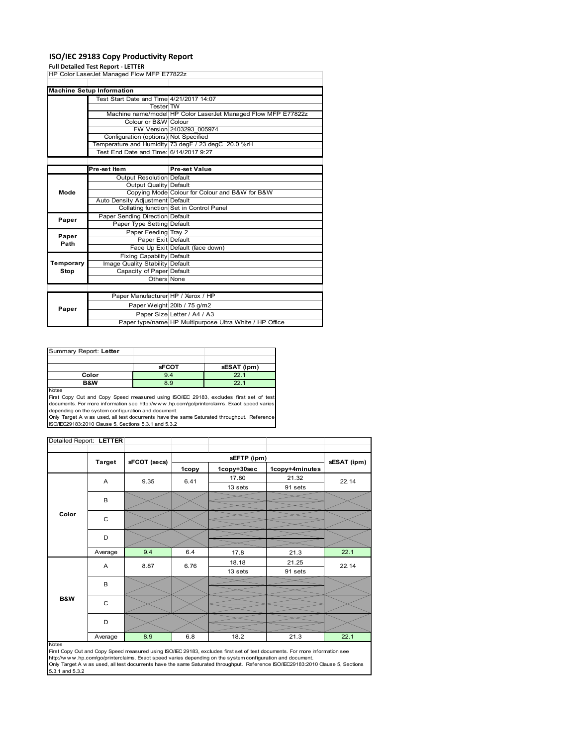# ISO/IEC 29183 Copy Productivity Report

**Full Detailed Test Report - LETTER**

HP Color LaserJet Managed Flow MFP E77822z

| Machine Setup Information | | |
|---|---|---|
| | Test Start Date and Time | 4/21/2017 14:07 |
| | Tester | TW |
| | Machine name/model | HP Color LaserJet Managed Flow MFP E77822z |
| | Colour or B&W | Colour |
| | FW Version | 2403293_005974 |
| | Configuration (options) | Not Specified |
| | Temperature and Humidity | 73 degF / 23 degC 20.0 %rH |
| | Test End Date and Time: | 6/14/2017 9:27 |
| | | |
| | **Pre-set Item** | **Pre-set Value** |
| Mode | Output Resolution | Default |
| | Output Quality | Default |
| | Copying Mode | Colour for Colour and B&W for B&W |
| | Auto Density Adjustment | Default |
| | Collating function | Set in Control Panel |
| Paper | Paper Sending Direction | Default |
| | Paper Type Setting | Default |
| Paper Path | Paper Feeding | Tray 2 |
| | Paper Exit | Default |
| | Face Up Exit | Default (face down) |
| Temporary Stop | Fixing Capability | Default |
| | Image Quality Stability | Default |
| | Capacity of Paper | Default |
| | Others | None |
| | | |
| Paper | Paper Manufacturer | HP / Xerox / HP |
| | Paper Weight | 20lb / 75 g/m2 |
| | Paper Size | Letter / A4 / A3 |
| | Paper type/name | HP Multipurpose Ultra White / HP Office |

Summary Report: **Letter**

| | sFCOT | sESAT (ipm) |
|---|---|---|
| Color | 9.4 | 22.1 |
| B&W | 8.9 | 22.1 |

Notes

First Copy Out and Copy Speed measured using ISO/IEC 29183, excludes first set of test documents. For more information see http://www.hp.com/go/printerclaims. Exact speed varies depending on the system configuration and document.

Only Target A was used, all test documents have the same Saturated throughput. Reference ISO/IEC29183:2010 Clause 5, Sections 5.3.1 and 5.3.2

Detailed Report: **LETTER**

| | Target | sFCOT (secs) | sEFTP (ipm) 1copy | sEFTP (ipm) 1copy+30sec | sEFTP (ipm) 1copy+4minutes | sESAT (ipm) |
|---|---|---|---|---|---|---|
| Color | A | 9.35 | 6.41 | 17.80 / 13 sets | 21.32 / 91 sets | 22.14 |
| | B | | | | | |
| | C | | | | | |
| | D | | | | | |
| | Average | 9.4 | 6.4 | 17.8 | 21.3 | 22.1 |
| B&W | A | 8.87 | 6.76 | 18.18 / 13 sets | 21.25 / 91 sets | 22.14 |
| | B | | | | | |
| | C | | | | | |
| | D | | | | | |
| | Average | 8.9 | 6.8 | 18.2 | 21.3 | 22.1 |

Notes

First Copy Out and Copy Speed measured using ISO/IEC 29183, excludes first set of test documents. For more information see http://www.hp.com/go/printerclaims. Exact speed varies depending on the system configuration and document.

Only Target A was used, all test documents have the same Saturated throughput. Reference ISO/IEC29183:2010 Clause 5, Sections 5.3.1 and 5.3.2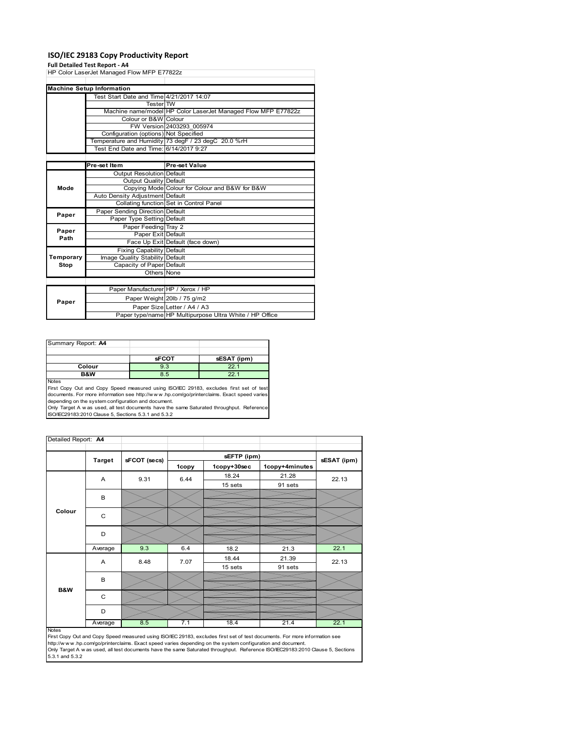# ISO/IEC 29183 Copy Productivity Report

**Full Detailed Test Report - A4**

HP Color LaserJet Managed Flow MFP E77822z

| Machine Setup Information | | |
|---|---|---|
| | Test Start Date and Time | 4/21/2017 14:07 |
| | Tester | TW |
| | Machine name/model | HP Color LaserJet Managed Flow MFP E77822z |
| | Colour or B&W | Colour |
| | FW Version | 2403293_005974 |
| | Configuration (options) | Not Specified |
| | Temperature and Humidity | 73 degF / 23 degC 20.0 %rH |
| | Test End Date and Time: | 6/14/2017 9:27 |

| | Pre-set Item | Pre-set Value |
|---|---|---|
| Mode | Output Resolution | Default |
| | Output Quality | Default |
| | Copying Mode | Colour for Colour and B&W for B&W |
| | Auto Density Adjustment | Default |
| | Collating function | Set in Control Panel |
| Paper | Paper Sending Direction | Default |
| | Paper Type Setting | Default |
| Paper Path | Paper Feeding | Tray 2 |
| | Paper Exit | Default |
| | Face Up Exit | Default (face down) |
| Temporary Stop | Fixing Capability | Default |
| | Image Quality Stability | Default |
| | Capacity of Paper | Default |
| | Others | None |
| Paper | Paper Manufacturer | HP / Xerox / HP |
| | Paper Weight | 20lb / 75 g/m2 |
| | Paper Size | Letter / A4 / A3 |
| | Paper type/name | HP Multipurpose Ultra White / HP Office |

Summary Report: **A4**

| | sFCOT | sESAT (ipm) |
|---|---|---|
| Colour | 9.3 | 22.1 |
| B&W | 8.5 | 22.1 |

Notes

First Copy Out and Copy Speed measured using ISO/IEC 29183, excludes first set of test documents. For more information see http://www.hp.com/go/printerclaims. Exact speed varies depending on the system configuration and document.

Only Target A was used, all test documents have the same Saturated throughput. Reference ISO/IEC29183:2010 Clause 5, Sections 5.3.1 and 5.3.2

Detailed Report: **A4**

| | Target | sFCOT (secs) | sEFTP (ipm) 1copy | sEFTP (ipm) 1copy+30sec | sEFTP (ipm) 1copy+4minutes | sESAT (ipm) |
|---|---|---|---|---|---|---|
| Colour | A | 9.31 | 6.44 | 18.24<br>15 sets | 21.28<br>91 sets | 22.13 |
| | B | | | | | |
| | C | | | | | |
| | D | | | | | |
| | Average | 9.3 | 6.4 | 18.2 | 21.3 | 22.1 |
| B&W | A | 8.48 | 7.07 | 18.44<br>15 sets | 21.39<br>91 sets | 22.13 |
| | B | | | | | |
| | C | | | | | |
| | D | | | | | |
| | Average | 8.5 | 7.1 | 18.4 | 21.4 | 22.1 |

Notes

First Copy Out and Copy Speed measured using ISO/IEC 29183, excludes first set of test documents. For more information see http://www.hp.com/go/printerclaims. Exact speed varies depending on the system configuration and document.

Only Target A was used, all test documents have the same Saturated throughput. Reference ISO/IEC29183:2010 Clause 5, Sections 5.3.1 and 5.3.2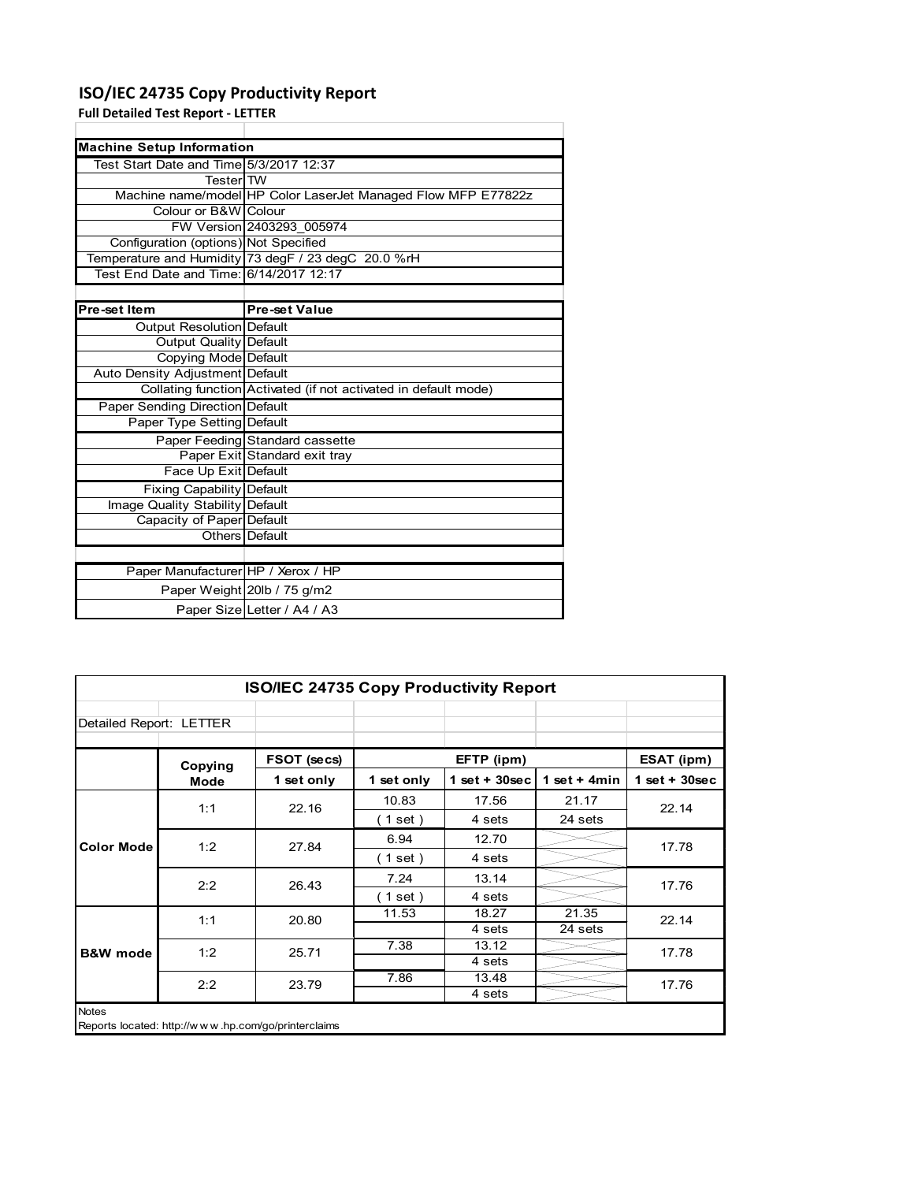# ISO/IEC 24735 Copy Productivity Report

**Full Detailed Test Report - LETTER**

| Machine Setup Information | |
|---|---|
| Test Start Date and Time | 5/3/2017 12:37 |
| Tester | TW |
| Machine name/model | HP Color LaserJet Managed Flow MFP E77822z |
| Colour or B&W | Colour |
| FW Version | 2403293_005974 |
| Configuration (options) | Not Specified |
| Temperature and Humidity | 73 degF / 23 degC 20.0 %rH |
| Test End Date and Time: | 6/14/2017 12:17 |

| Pre-set Item | Pre-set Value |
|---|---|
| Output Resolution | Default |
| Output Quality | Default |
| Copying Mode | Default |
| Auto Density Adjustment | Default |
| Collating function | Activated (if not activated in default mode) |
| Paper Sending Direction | Default |
| Paper Type Setting | Default |
| Paper Feeding | Standard cassette |
| Paper Exit | Standard exit tray |
| Face Up Exit | Default |
| Fixing Capability | Default |
| Image Quality Stability | Default |
| Capacity of Paper | Default |
| Others | Default |

| | |
|---|---|
| Paper Manufacturer | HP / Xerox / HP |
| Paper Weight | 20lb / 75 g/m2 |
| Paper Size | Letter / A4 / A3 |

## ISO/IEC 24735 Copy Productivity Report

Detailed Report: LETTER

| | Copying Mode | FSOT (secs) | EFTP (ipm) | | | ESAT (ipm) |
|---|---|---|---|---|---|---|
| | | 1 set only | 1 set only | 1 set + 30sec | 1 set + 4min | 1 set + 30sec |
| Color Mode | 1:1 | 22.16 | 10.83 (1 set) | 17.56 4 sets | 21.17 24 sets | 22.14 |
| | 1:2 | 27.84 | 6.94 (1 set) | 12.70 4 sets | | 17.78 |
| | 2:2 | 26.43 | 7.24 (1 set) | 13.14 4 sets | | 17.76 |
| B&W mode | 1:1 | 20.80 | 11.53 | 18.27 4 sets | 21.35 24 sets | 22.14 |
| | 1:2 | 25.71 | 7.38 | 13.12 4 sets | | 17.78 |
| | 2:2 | 23.79 | 7.86 | 13.48 4 sets | | 17.76 |

Notes

Reports located: http://www.hp.com/go/printerclaims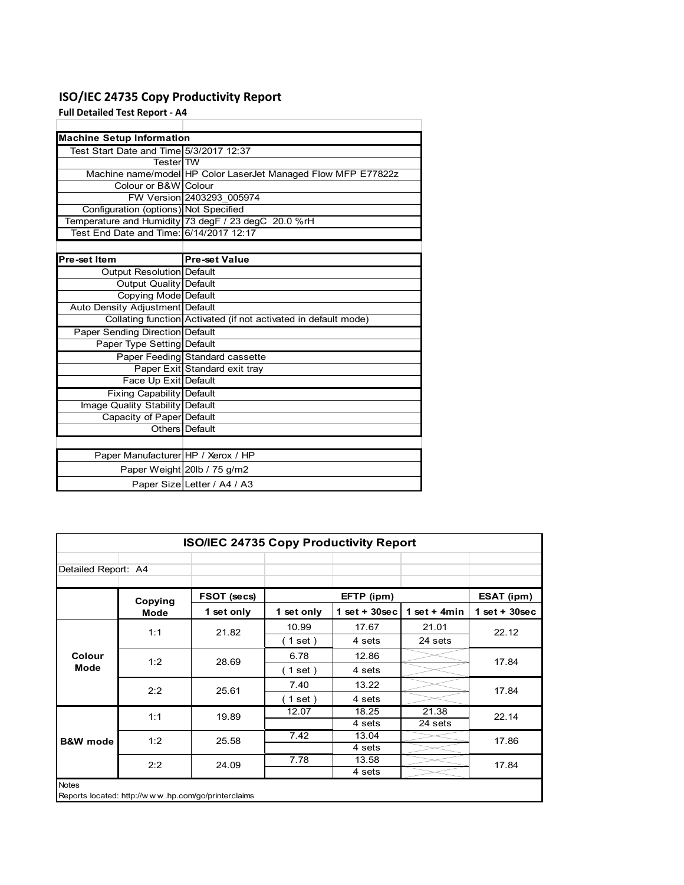# ISO/IEC 24735 Copy Productivity Report

**Full Detailed Test Report - A4**

| Machine Setup Information | |
|---|---|
| Test Start Date and Time | 5/3/2017 12:37 |
| Tester | TW |
| Machine name/model | HP Color LaserJet Managed Flow MFP E77822z |
| Colour or B&W | Colour |
| FW Version | 2403293_005974 |
| Configuration (options) | Not Specified |
| Temperature and Humidity | 73 degF / 23 degC 20.0 %rH |
| Test End Date and Time: | 6/14/2017 12:17 |

| Pre-set Item | Pre-set Value |
|---|---|
| Output Resolution | Default |
| Output Quality | Default |
| Copying Mode | Default |
| Auto Density Adjustment | Default |
| Collating function | Activated (if not activated in default mode) |
| Paper Sending Direction | Default |
| Paper Type Setting | Default |
| Paper Feeding | Standard cassette |
| Paper Exit | Standard exit tray |
| Face Up Exit | Default |
| Fixing Capability | Default |
| Image Quality Stability | Default |
| Capacity of Paper | Default |
| Others | Default |

| | |
|---|---|
| Paper Manufacturer | HP / Xerox / HP |
| Paper Weight | 20lb / 75 g/m2 |
| Paper Size | Letter / A4 / A3 |

**ISO/IEC 24735 Copy Productivity Report**

Detailed Report: A4

| | Copying Mode | FSOT (secs) | EFTP (ipm) | | | ESAT (ipm) |
|---|---|---|---|---|---|---|
| | | 1 set only | 1 set only | 1 set + 30sec | 1 set + 4min | 1 set + 30sec |
| Colour Mode | 1:1 | 21.82 | 10.99 (1 set) | 17.67 (4 sets) | 21.01 (24 sets) | 22.12 |
| | 1:2 | 28.69 | 6.78 (1 set) | 12.86 (4 sets) | | 17.84 |
| | 2:2 | 25.61 | 7.40 (1 set) | 13.22 (4 sets) | | 17.84 |
| B&W mode | 1:1 | 19.89 | 12.07 | 18.25 (4 sets) | 21.38 (24 sets) | 22.14 |
| | 1:2 | 25.58 | 7.42 | 13.04 (4 sets) | | 17.86 |
| | 2:2 | 24.09 | 7.78 | 13.58 (4 sets) | | 17.84 |

Notes

Reports located: http://w w w .hp.com/go/printerclaims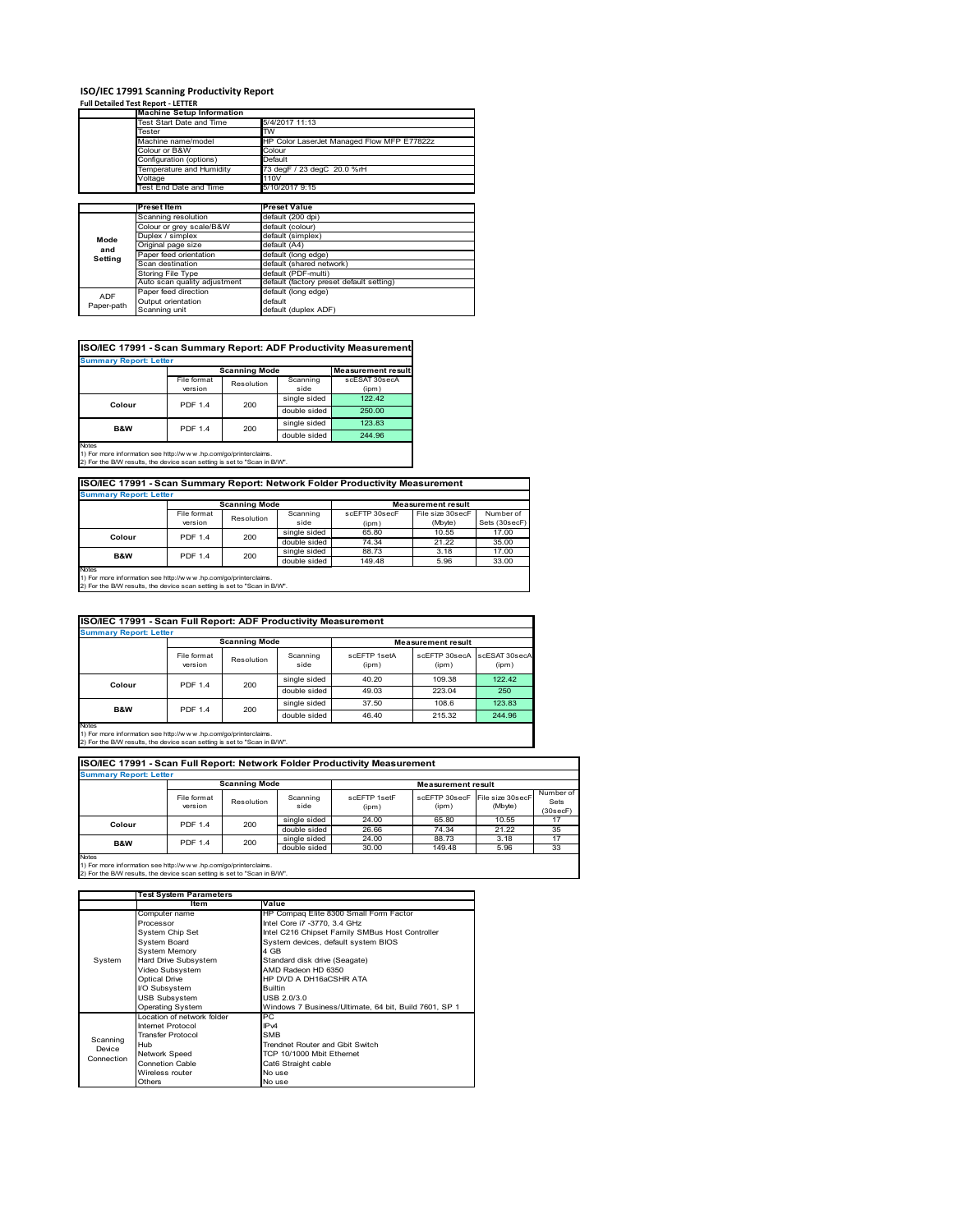# ISO/IEC 17991 Scanning Productivity Report

**Full Detailed Test Report - LETTER**

| | Machine Setup Information | |
|---|---|---|
| | Test Start Date and Time | 5/4/2017 11:13 |
| | Tester | TW |
| | Machine name/model | HP Color LaserJet Managed Flow MFP E77822z |
| | Colour or B&W | Colour |
| | Configuration (options) | Default |
| | Temperature and Humidity | 73 degF / 23 degC 20.0 %rH |
| | Voltage | 110V |
| | Test End Date and Time | 5/10/2017 9:15 |

| | Preset Item | Preset Value |
|---|---|---|
| Mode and Setting | Scanning resolution | default (200 dpi) |
| | Colour or grey scale/B&W | default (colour) |
| | Duplex / simplex | default (simplex) |
| | Original page size | default (A4) |
| | Paper feed orientation | default (long edge) |
| | Scan destination | default (shared network) |
| | Storing File Type | default (PDF-multi) |
| | Auto scan quality adjustment | default (factory preset default setting) |
| ADF Paper-path | Paper feed direction | default (long edge) |
| | Output orientation | default |
| | Scanning unit | default (duplex ADF) |

## ISO/IEC 17991 - Scan Summary Report: ADF Productivity Measurement

**Summary Report: Letter**

| | Scanning Mode | | | Measurement result |
|---|---|---|---|---|
| | File format version | Resolution | Scanning side | scESAT 30secA (ipm) |
| Colour | PDF 1.4 | 200 | single sided | 122.42 |
| | | | double sided | 250.00 |
| B&W | PDF 1.4 | 200 | single sided | 123.83 |
| | | | double sided | 244.96 |

Notes
1) For more information see http://w w w .hp.com/go/printerclaims.
2) For the B/W results, the device scan setting is set to "Scan in B/W".

## ISO/IEC 17991 - Scan Summary Report: Network Folder Productivity Measurement

**Summary Report: Letter**

| | Scanning Mode | | | Measurement result | | |
|---|---|---|---|---|---|---|
| | File format version | Resolution | Scanning side | scEFTP 30secF (ipm) | File size 30secF (Mbyte) | Number of Sets (30secF) |
| Colour | PDF 1.4 | 200 | single sided | 65.80 | 10.55 | 17.00 |
| | | | double sided | 74.34 | 21.22 | 35.00 |
| B&W | PDF 1.4 | 200 | single sided | 88.73 | 3.18 | 17.00 |
| | | | double sided | 149.48 | 5.96 | 33.00 |

Notes
1) For more information see http://w w w .hp.com/go/printerclaims.
2) For the B/W results, the device scan setting is set to "Scan in B/W".

## ISO/IEC 17991 - Scan Full Report: ADF Productivity Measurement

**Summary Report: Letter**

| | Scanning Mode | | | Measurement result | | |
|---|---|---|---|---|---|---|
| | File format version | Resolution | Scanning side | scEFTP 1setA (ipm) | scEFTP 30secA (ipm) | scESAT 30secA (ipm) |
| Colour | PDF 1.4 | 200 | single sided | 40.20 | 109.38 | 122.42 |
| | | | double sided | 49.03 | 223.04 | 250 |
| B&W | PDF 1.4 | 200 | single sided | 37.50 | 108.6 | 123.83 |
| | | | double sided | 46.40 | 215.32 | 244.96 |

Notes
1) For more information see http://w w w .hp.com/go/printerclaims.
2) For the B/W results, the device scan setting is set to "Scan in B/W".

## ISO/IEC 17991 - Scan Full Report: Network Folder Productivity Measurement

**Summary Report: Letter**

| | Scanning Mode | | | Measurement result | | | |
|---|---|---|---|---|---|---|---|
| | File format version | Resolution | Scanning side | scEFTP 1setF (ipm) | scEFTP 30secF (ipm) | File size 30secF (Mbyte) | Number of Sets (30secF) |
| Colour | PDF 1.4 | 200 | single sided | 24.00 | 65.80 | 10.55 | 17 |
| | | | double sided | 26.66 | 74.34 | 21.22 | 35 |
| B&W | PDF 1.4 | 200 | single sided | 24.00 | 88.73 | 3.18 | 17 |
| | | | double sided | 30.00 | 149.48 | 5.96 | 33 |

Notes
1) For more information see http://w w w .hp.com/go/printerclaims.
2) For the B/W results, the device scan setting is set to "Scan in B/W".

| | Test System Parameters | |
|---|---|---|
| | Item | Value |
| System | Computer name | HP Compaq Elite 8300 Small Form Factor |
| | Processor | Intel Core i7 -3770, 3.4 GHz |
| | System Chip Set | Intel C216 Chipset Family SMBus Host Controller |
| | System Board | System devices, default system BIOS |
| | System Memory | 4 GB |
| | Hard Drive Subsystem | Standard disk drive (Seagate) |
| | Video Subsystem | AMD Radeon HD 6350 |
| | Optical Drive | HP DVD A DH16aCSHR ATA |
| | I/O Subsystem | Builtin |
| | USB Subsystem | USB 2.0/3.0 |
| | Operating System | Windows 7 Business/Ultimate, 64 bit, Build 7601, SP 1 |
| Scanning Device Connection | Location of network folder | PC |
| | Internet Protocol | IPv4 |
| | Transfer Protocol | SMB |
| | Hub | Trendnet Router and Gbit Switch |
| | Network Speed | TCP 10/1000 Mbit Ethernet |
| | Connetion Cable | Cat6 Straight cable |
| | Wireless router | No use |
| | Others | No use |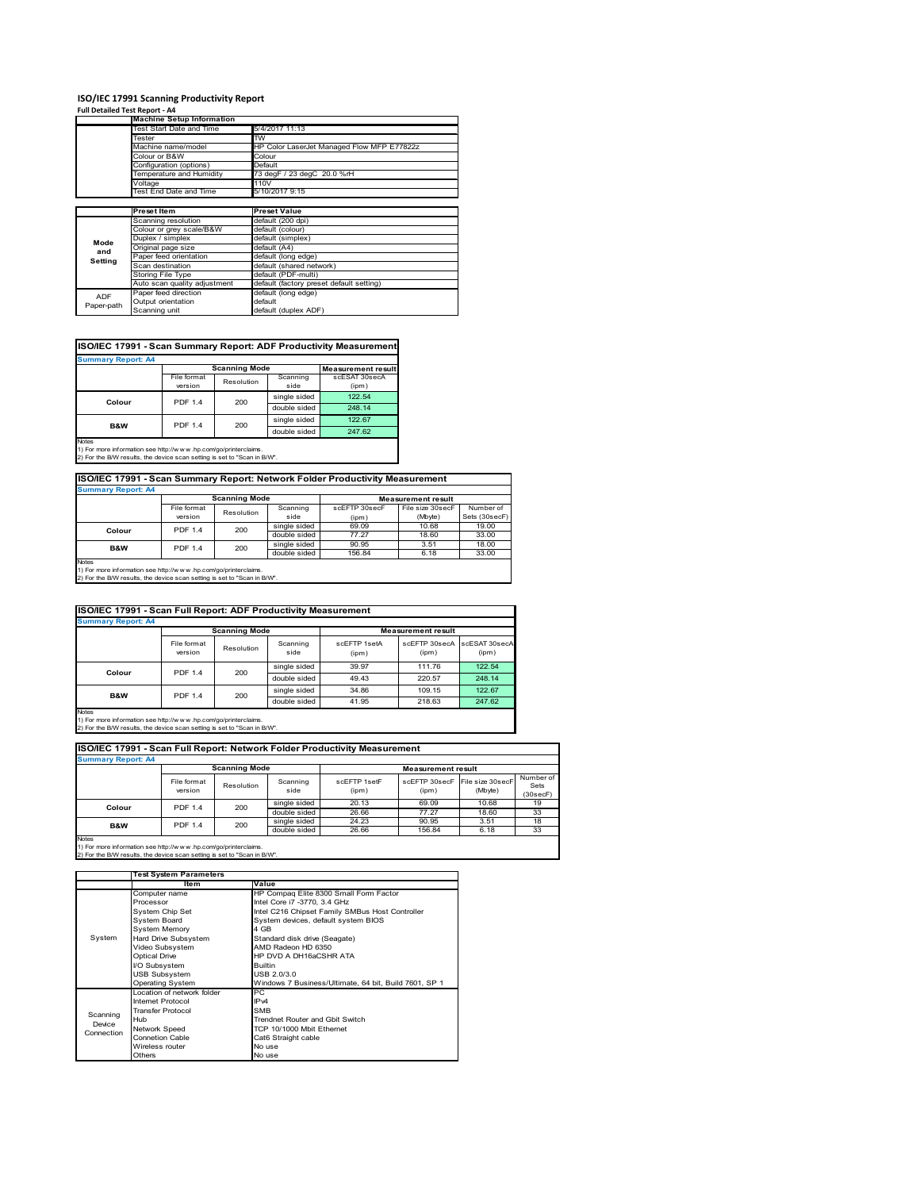# ISO/IEC 17991 Scanning Productivity Report

**Full Detailed Test Report - A4**

| | Machine Setup Information | |
|---|---|---|
| | Test Start Date and Time | 5/4/2017 11:13 |
| | Tester | TW |
| | Machine name/model | HP Color LaserJet Managed Flow MFP E77822z |
| | Colour or B&W | Colour |
| | Configuration (options) | Default |
| | Temperature and Humidity | 73 degF / 23 degC 20.0 %rH |
| | Voltage | 110V |
| | Test End Date and Time | 5/10/2017 9:15 |

| | Preset Item | Preset Value |
|---|---|---|
| Mode and Setting | Scanning resolution | default (200 dpi) |
| | Colour or grey scale/B&W | default (colour) |
| | Duplex / simplex | default (simplex) |
| | Original page size | default (A4) |
| | Paper feed orientation | default (long edge) |
| | Scan destination | default (shared network) |
| | Storing File Type | default (PDF-multi) |
| | Auto scan quality adjustment | default (factory preset default setting) |
| ADF Paper-path | Paper feed direction | default (long edge) |
| | Output orientation | default |
| | Scanning unit | default (duplex ADF) |

## ISO/IEC 17991 - Scan Summary Report: ADF Productivity Measurement

**Summary Report: A4**

| | Scanning Mode | | | Measurement result |
|---|---|---|---|---|
| | File format version | Resolution | Scanning side | scESAT 30secA (ipm) |
| Colour | PDF 1.4 | 200 | single sided | 122.54 |
| | | | double sided | 248.14 |
| B&W | PDF 1.4 | 200 | single sided | 122.67 |
| | | | double sided | 247.62 |

Notes
1) For more information see http://www.hp.com/go/printerclaims.
2) For the B/W results, the device scan setting is set to "Scan in B/W".

## ISO/IEC 17991 - Scan Summary Report: Network Folder Productivity Measurement

**Summary Report: A4**

| | Scanning Mode | | | Measurement result | | |
|---|---|---|---|---|---|---|
| | File format version | Resolution | Scanning side | scEFTP 30secF (ipm) | File size 30secF (Mbyte) | Number of Sets (30secF) |
| Colour | PDF 1.4 | 200 | single sided | 69.09 | 10.68 | 19.00 |
| | | | double sided | 77.27 | 18.60 | 33.00 |
| B&W | PDF 1.4 | 200 | single sided | 90.95 | 3.51 | 18.00 |
| | | | double sided | 156.84 | 6.18 | 33.00 |

Notes
1) For more information see http://www.hp.com/go/printerclaims.
2) For the B/W results, the device scan setting is set to "Scan in B/W".

## ISO/IEC 17991 - Scan Full Report: ADF Productivity Measurement

**Summary Report: A4**

| | Scanning Mode | | | Measurement result | | |
|---|---|---|---|---|---|---|
| | File format version | Resolution | Scanning side | scEFTP 1setA (ipm) | scEFTP 30secA (ipm) | scESAT 30secA (ipm) |
| Colour | PDF 1.4 | 200 | single sided | 39.97 | 111.76 | 122.54 |
| | | | double sided | 49.43 | 220.57 | 248.14 |
| B&W | PDF 1.4 | 200 | single sided | 34.86 | 109.15 | 122.67 |
| | | | double sided | 41.95 | 218.63 | 247.62 |

Notes
1) For more information see http://www.hp.com/go/printerclaims.
2) For the B/W results, the device scan setting is set to "Scan in B/W".

## ISO/IEC 17991 - Scan Full Report: Network Folder Productivity Measurement

**Summary Report: A4**

| | Scanning Mode | | | Measurement result | | | |
|---|---|---|---|---|---|---|---|
| | File format version | Resolution | Scanning side | scEFTP 1setF (ipm) | scEFTP 30secF (ipm) | File size 30secF (Mbyte) | Number of Sets (30secF) |
| Colour | PDF 1.4 | 200 | single sided | 20.13 | 69.09 | 10.68 | 19 |
| | | | double sided | 26.66 | 77.27 | 18.60 | 33 |
| B&W | PDF 1.4 | 200 | single sided | 24.23 | 90.95 | 3.51 | 18 |
| | | | double sided | 26.66 | 156.84 | 6.18 | 33 |

Notes
1) For more information see http://www.hp.com/go/printerclaims.
2) For the B/W results, the device scan setting is set to "Scan in B/W".

| | Test System Parameters | |
|---|---|---|
| | Item | Value |
| System | Computer name | HP Compaq Elite 8300 Small Form Factor |
| | Processor | Intel Core i7 -3770, 3.4 GHz |
| | System Chip Set | Intel C216 Chipset Family SMBus Host Controller |
| | System Board | System devices, default system BIOS |
| | System Memory | 4 GB |
| | Hard Drive Subsystem | Standard disk drive (Seagate) |
| | Video Subsystem | AMD Radeon HD 6350 |
| | Optical Drive | HP DVD A DH16aCSHR ATA |
| | I/O Subsystem | Builtin |
| | USB Subsystem | USB 2.0/3.0 |
| | Operating System | Windows 7 Business/Ultimate, 64 bit, Build 7601, SP 1 |
| Scanning Device Connection | Location of network folder | PC |
| | Internet Protocol | IPv4 |
| | Transfer Protocol | SMB |
| | Hub | Trendnet Router and Gbit Switch |
| | Network Speed | TCP 10/1000 Mbit Ethernet |
| | Connetion Cable | Cat6 Straight cable |
| | Wireless router | No use |
| | Others | No use |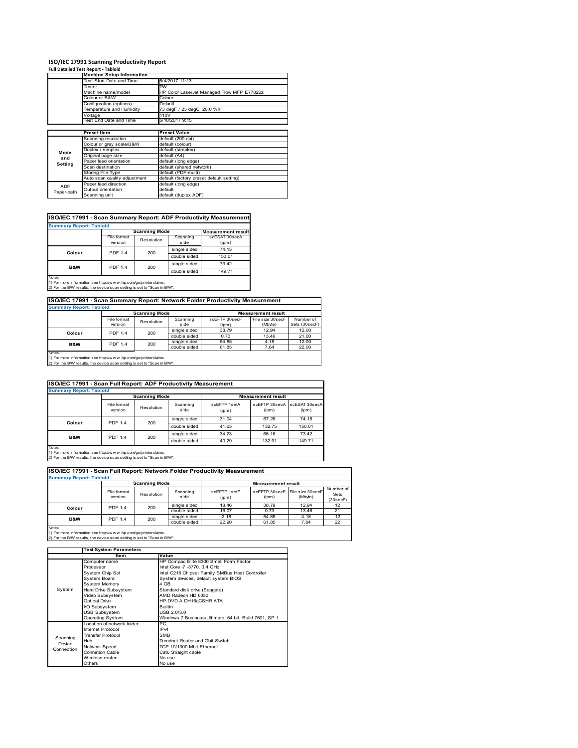# ISO/IEC 17991 Scanning Productivity Report

**Full Detailed Test Report - Tabloid**

| | Machine Setup Information | |
|---|---|---|
| | Test Start Date and Time | 5/4/2017 11:13 |
| | Tester | TW |
| | Machine name/model | HP Color LaserJet Managed Flow MFP E77822z |
| | Colour or B&W | Colour |
| | Configuration (options) | Default |
| | Temperature and Humidity | 73 degF / 23 degC 20.0 %rH |
| | Voltage | 110V |
| | Test End Date and Time | 5/10/2017 9:15 |

| | Preset Item | Preset Value |
|---|---|---|
| Mode and Setting | Scanning resolution | default (200 dpi) |
| | Colour or grey scale/B&W | default (colour) |
| | Duplex / simplex | default (simplex) |
| | Original page size | default (A4) |
| | Paper feed orientation | default (long edge) |
| | Scan destination | default (shared network) |
| | Storing File Type | default (PDF-multi) |
| | Auto scan quality adjustment | default (factory preset default setting) |
| ADF Paper-path | Paper feed direction | default (long edge) |
| | Output orientation | default |
| | Scanning unit | default (duplex ADF) |

## ISO/IEC 17991 - Scan Summary Report: ADF Productivity Measurement

**Summary Report: Tabloid**

| | Scanning Mode | | | Measurement result |
|---|---|---|---|---|
| | File format version | Resolution | Scanning side | scESAT 30secA (ipm) |
| Colour | PDF 1.4 | 200 | single sided | 74.15 |
| | | | double sided | 150.01 |
| B&W | PDF 1.4 | 200 | single sided | 73.42 |
| | | | double sided | 149.71 |

Notes
1) For more information see http://www.hp.com/go/printerclaims.
2) For the B/W results, the device scan setting is set to "Scan in B/W".

## ISO/IEC 17991 - Scan Summary Report: Network Folder Productivity Measurement

**Summary Report: Tabloid**

| | Scanning Mode | | | Measurement result | | |
|---|---|---|---|---|---|---|
| | File format version | Resolution | Scanning side | scEFTP 30secF (ipm) | File size 30secF (Mbyte) | Number of Sets (30secF) |
| Colour | PDF 1.4 | 200 | single sided | 38.79 | 12.94 | 12.00 |
| | | | double sided | 0.73 | 13.46 | 21.00 |
| B&W | PDF 1.4 | 200 | single sided | 54.85 | 4.18 | 12.00 |
| | | | double sided | 61.85 | 7.64 | 22.00 |

Notes
1) For more information see http://www.hp.com/go/printerclaims.
2) For the B/W results, the device scan setting is set to "Scan in B/W".

## ISO/IEC 17991 - Scan Full Report: ADF Productivity Measurement

**Summary Report: Tabloid**

| | Scanning Mode | | | Measurement result | | |
|---|---|---|---|---|---|---|
| | File format version | Resolution | Scanning side | scEFTP 1setA (ipm) | scEFTP 30secA (ipm) | scESAT 30secA (ipm) |
| Colour | PDF 1.4 | 200 | single sided | 31.04 | 67.28 | 74.15 |
| | | | double sided | 41.65 | 132.75 | 150.01 |
| B&W | PDF 1.4 | 200 | single sided | 34.23 | 66.16 | 73.42 |
| | | | double sided | 40.29 | 132.91 | 149.71 |

Notes
1) For more information see http://www.hp.com/go/printerclaims.
2) For the B/W results, the device scan setting is set to "Scan in B/W".

## ISO/IEC 17991 - Scan Full Report: Network Folder Productivity Measurement

**Summary Report: Tabloid**

| | Scanning Mode | | | Measurement result | | | |
|---|---|---|---|---|---|---|---|
| | File format version | Resolution | Scanning side | scEFTP 1setF (ipm) | scEFTP 30secF (ipm) | File size 30secF (Mbyte) | Number of Sets (30secF) |
| Colour | PDF 1.4 | 200 | single sided | 18.46 | 38.79 | 12.94 | 12 |
| | | | double sided | 16.07 | 0.73 | 13.46 | 21 |
| B&W | PDF 1.4 | 200 | single sided | -2.18 | 54.85 | 4.18 | 12 |
| | | | double sided | 22.90 | 61.85 | 7.64 | 22 |

Notes
1) For more information see http://www.hp.com/go/printerclaims.
2) For the B/W results, the device scan setting is set to "Scan in B/W".

| | Test System Parameters | |
|---|---|---|
| | Item | Value |
| System | Computer name | HP Compaq Elite 8300 Small Form Factor |
| | Processor | Intel Core i7 -3770, 3.4 GHz |
| | System Chip Set | Intel C216 Chipset Family SMBus Host Controller |
| | System Board | System devices, default system BIOS |
| | System Memory | 4 GB |
| | Hard Drive Subsystem | Standard disk drive (Seagate) |
| | Video Subsystem | AMD Radeon HD 6350 |
| | Optical Drive | HP DVD A DH16aCSHR ATA |
| | I/O Subsystem | Builtin |
| | USB Subsystem | USB 2.0/3.0 |
| | Operating System | Windows 7 Business/Ultimate, 64 bit, Build 7601, SP 1 |
| Scanning Device Connection | Location of network folder | PC |
| | Internet Protocol | IPv4 |
| | Transfer Protocol | SMB |
| | Hub | Trendnet Router and Gbit Switch |
| | Network Speed | TCP 10/1000 Mbit Ethernet |
| | Connetion Cable | Cat6 Straight cable |
| | Wireless router | No use |
| | Others | No use |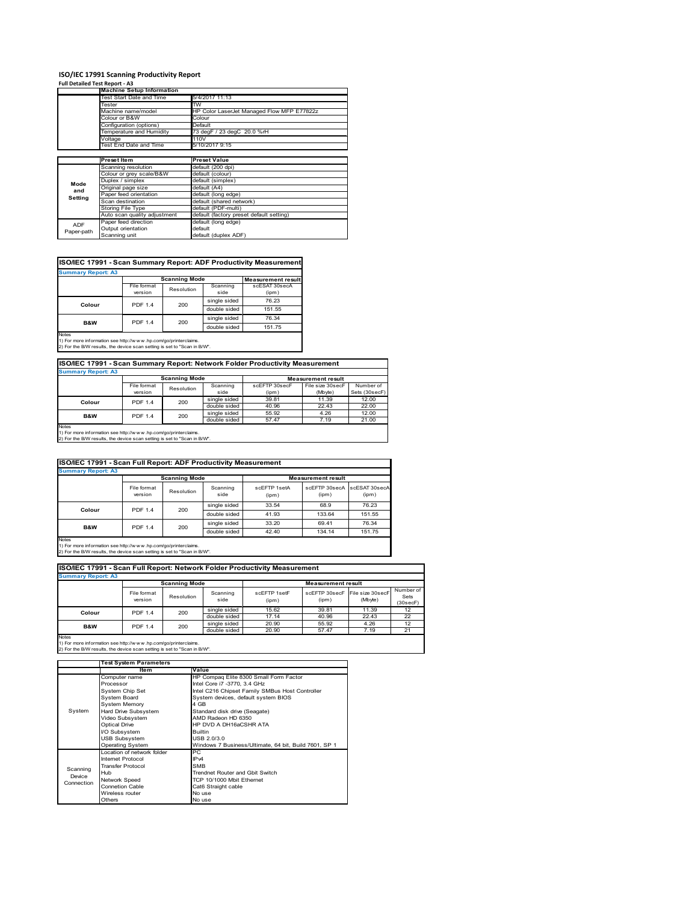# ISO/IEC 17991 Scanning Productivity Report

**Full Detailed Test Report - A3**

| | Machine Setup Information | |
|---|---|---|
| | Test Start Date and Time | 5/4/2017 11:13 |
| | Tester | TW |
| | Machine name/model | HP Color LaserJet Managed Flow MFP E77822z |
| | Colour or B&W | Colour |
| | Configuration (options) | Default |
| | Temperature and Humidity | 73 degF / 23 degC 20.0 %rH |
| | Voltage | 110V |
| | Test End Date and Time | 5/10/2017 9:15 |

| | Preset Item | Preset Value |
|---|---|---|
| Mode and Setting | Scanning resolution | default (200 dpi) |
| | Colour or grey scale/B&W | default (colour) |
| | Duplex / simplex | default (simplex) |
| | Original page size | default (A4) |
| | Paper feed orientation | default (long edge) |
| | Scan destination | default (shared network) |
| | Storing File Type | default (PDF-multi) |
| | Auto scan quality adjustment | default (factory preset default setting) |
| ADF Paper-path | Paper feed direction | default (long edge) |
| | Output orientation | default |
| | Scanning unit | default (duplex ADF) |

## ISO/IEC 17991 - Scan Summary Report: ADF Productivity Measurement

**Summary Report: A3**

| | Scanning Mode | | | Measurement result |
|---|---|---|---|---|
| | File format version | Resolution | Scanning side | scESAT 30secA (ipm) |
| Colour | PDF 1.4 | 200 | single sided | 76.23 |
| | | | double sided | 151.55 |
| B&W | PDF 1.4 | 200 | single sided | 76.34 |
| | | | double sided | 151.75 |

Notes
1) For more information see http://www.hp.com/go/printerclaims.
2) For the B/W results, the device scan setting is set to "Scan in B/W".

## ISO/IEC 17991 - Scan Summary Report: Network Folder Productivity Measurement

**Summary Report: A3**

| | Scanning Mode | | | Measurement result | | |
|---|---|---|---|---|---|---|
| | File format version | Resolution | Scanning side | scEFTP 30secF (ipm) | File size 30secF (Mbyte) | Number of Sets (30secF) |
| Colour | PDF 1.4 | 200 | single sided | 39.81 | 11.39 | 12.00 |
| | | | double sided | 40.96 | 22.43 | 22.00 |
| B&W | PDF 1.4 | 200 | single sided | 55.92 | 4.26 | 12.00 |
| | | | double sided | 57.47 | 7.19 | 21.00 |

Notes
1) For more information see http://www.hp.com/go/printerclaims.
2) For the B/W results, the device scan setting is set to "Scan in B/W".

## ISO/IEC 17991 - Scan Full Report: ADF Productivity Measurement

**Summary Report: A3**

| | Scanning Mode | | | Measurement result | | |
|---|---|---|---|---|---|---|
| | File format version | Resolution | Scanning side | scEFTP 1setA (ipm) | scEFTP 30secA (ipm) | scESAT 30secA (ipm) |
| Colour | PDF 1.4 | 200 | single sided | 33.54 | 68.9 | 76.23 |
| | | | double sided | 41.93 | 133.64 | 151.55 |
| B&W | PDF 1.4 | 200 | single sided | 33.20 | 69.41 | 76.34 |
| | | | double sided | 42.40 | 134.14 | 151.75 |

Notes
1) For more information see http://www.hp.com/go/printerclaims.
2) For the B/W results, the device scan setting is set to "Scan in B/W".

## ISO/IEC 17991 - Scan Full Report: Network Folder Productivity Measurement

**Summary Report: A3**

| | Scanning Mode | | | Measurement result | | | |
|---|---|---|---|---|---|---|---|
| | File format version | Resolution | Scanning side | scEFTP 1setF (ipm) | scEFTP 30secF (ipm) | File size 30secF (Mbyte) | Number of Sets (30secF) |
| Colour | PDF 1.4 | 200 | single sided | 15.62 | 39.81 | 11.39 | 12 |
| | | | double sided | 17.14 | 40.96 | 22.43 | 22 |
| B&W | PDF 1.4 | 200 | single sided | 20.90 | 55.92 | 4.26 | 12 |
| | | | double sided | 20.90 | 57.47 | 7.19 | 21 |

Notes
1) For more information see http://www.hp.com/go/printerclaims.
2) For the B/W results, the device scan setting is set to "Scan in B/W".

| | Test System Parameters | |
|---|---|---|
| | Item | Value |
| System | Computer name | HP Compaq Elite 8300 Small Form Factor |
| | Processor | Intel Core i7 -3770, 3.4 GHz |
| | System Chip Set | Intel C216 Chipset Family SMBus Host Controller |
| | System Board | System devices, default system BIOS |
| | System Memory | 4 GB |
| | Hard Drive Subsystem | Standard disk drive (Seagate) |
| | Video Subsystem | AMD Radeon HD 6350 |
| | Optical Drive | HP DVD A DH16aCSHR ATA |
| | I/O Subsystem | Builtin |
| | USB Subsystem | USB 2.0/3.0 |
| | Operating System | Windows 7 Business/Ultimate, 64 bit, Build 7601, SP 1 |
| Scanning Device Connection | Location of network folder | PC |
| | Internet Protocol | IPv4 |
| | Transfer Protocol | SMB |
| | Hub | Trendnet Router and Gbit Switch |
| | Network Speed | TCP 10/1000 Mbit Ethernet |
| | Connetion Cable | Cat6 Straight cable |
| | Wireless router | No use |
| | Others | No use |